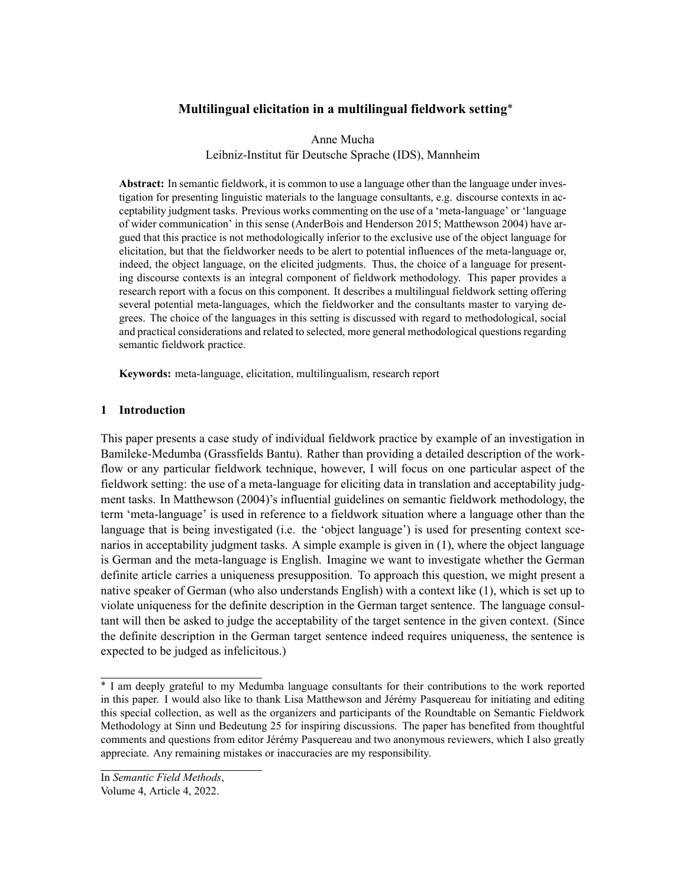# Multilingual elicitation in a multilingual fieldwork setting*

Anne Mucha
Leibniz-Institut für Deutsche Sprache (IDS), Mannheim

**Abstract:** In semantic fieldwork, it is common to use a language other than the language under investigation for presenting linguistic materials to the language consultants, e.g. discourse contexts in acceptability judgment tasks. Previous works commenting on the use of a 'meta-language' or 'language of wider communication' in this sense (AnderBois and Henderson 2015; Matthewson 2004) have argued that this practice is not methodologically inferior to the exclusive use of the object language for elicitation, but that the fieldworker needs to be alert to potential influences of the meta-language or, indeed, the object language, on the elicited judgments. Thus, the choice of a language for presenting discourse contexts is an integral component of fieldwork methodology. This paper provides a research report with a focus on this component. It describes a multilingual fieldwork setting offering several potential meta-languages, which the fieldworker and the consultants master to varying degrees. The choice of the languages in this setting is discussed with regard to methodological, social and practical considerations and related to selected, more general methodological questions regarding semantic fieldwork practice.

**Keywords:** meta-language, elicitation, multilingualism, research report

## 1 Introduction

This paper presents a case study of individual fieldwork practice by example of an investigation in Bamileke-Medumba (Grassfields Bantu). Rather than providing a detailed description of the workflow or any particular fieldwork technique, however, I will focus on one particular aspect of the fieldwork setting: the use of a meta-language for eliciting data in translation and acceptability judgment tasks. In Matthewson (2004)'s influential guidelines on semantic fieldwork methodology, the term 'meta-language' is used in reference to a fieldwork situation where a language other than the language that is being investigated (i.e. the 'object language') is used for presenting context scenarios in acceptability judgment tasks. A simple example is given in (1), where the object language is German and the meta-language is English. Imagine we want to investigate whether the German definite article carries a uniqueness presupposition. To approach this question, we might present a native speaker of German (who also understands English) with a context like (1), which is set up to violate uniqueness for the definite description in the German target sentence. The language consultant will then be asked to judge the acceptability of the target sentence in the given context. (Since the definite description in the German target sentence indeed requires uniqueness, the sentence is expected to be judged as infelicitous.)

---

* I am deeply grateful to my Medumba language consultants for their contributions to the work reported in this paper. I would also like to thank Lisa Matthewson and Jérémy Pasquereau for initiating and editing this special collection, as well as the organizers and participants of the Roundtable on Semantic Fieldwork Methodology at Sinn und Bedeutung 25 for inspiring discussions. The paper has benefited from thoughtful comments and questions from editor Jérémy Pasquereau and two anonymous reviewers, which I also greatly appreciate. Any remaining mistakes or inaccuracies are my responsibility.

In *Semantic Field Methods*,
Volume 4, Article 4, 2022.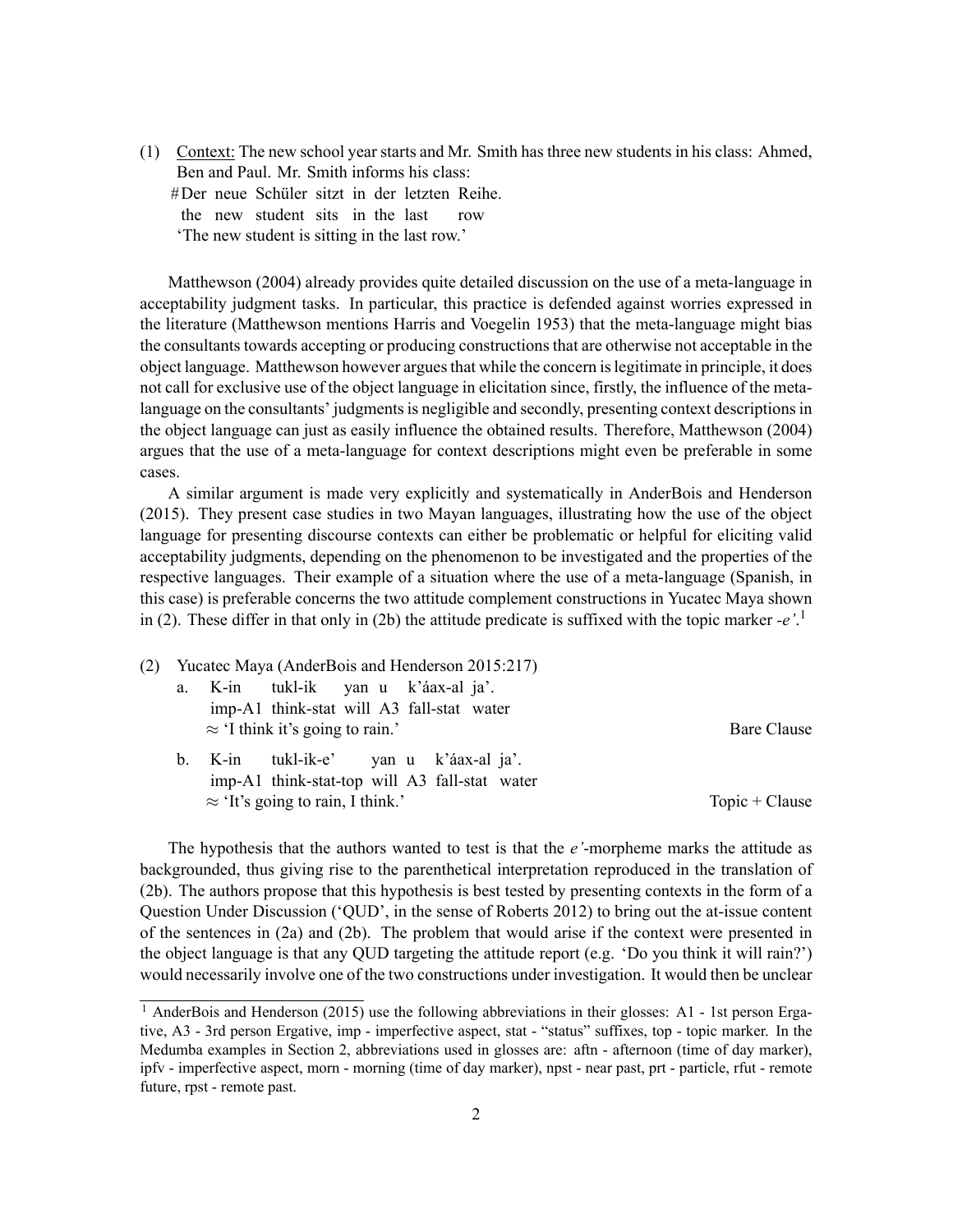(1) <u>Context:</u> The new school year starts and Mr. Smith has three new students in his class: Ahmed, Ben and Paul. Mr. Smith informs his class:

\#Der neue Schüler sitzt in der letzten Reihe.
the new student sits in the last row
'The new student is sitting in the last row.'

Matthewson (2004) already provides quite detailed discussion on the use of a meta-language in acceptability judgment tasks. In particular, this practice is defended against worries expressed in the literature (Matthewson mentions Harris and Voegelin 1953) that the meta-language might bias the consultants towards accepting or producing constructions that are otherwise not acceptable in the object language. Matthewson however argues that while the concern is legitimate in principle, it does not call for exclusive use of the object language in elicitation since, firstly, the influence of the meta-language on the consultants' judgments is negligible and secondly, presenting context descriptions in the object language can just as easily influence the obtained results. Therefore, Matthewson (2004) argues that the use of a meta-language for context descriptions might even be preferable in some cases.

A similar argument is made very explicitly and systematically in AnderBois and Henderson (2015). They present case studies in two Mayan languages, illustrating how the use of the object language for presenting discourse contexts can either be problematic or helpful for eliciting valid acceptability judgments, depending on the phenomenon to be investigated and the properties of the respective languages. Their example of a situation where the use of a meta-language (Spanish, in this case) is preferable concerns the two attitude complement constructions in Yucatec Maya shown in (2). These differ in that only in (2b) the attitude predicate is suffixed with the topic marker *-e'*.[1]

(2) Yucatec Maya (AnderBois and Henderson 2015:217)

a. K-in tukl-ik yan u k'áax-al ja'.
imp-A1 think-stat will A3 fall-stat water
≈ 'I think it's going to rain.' — Bare Clause

b. K-in tukl-ik-e' yan u k'áax-al ja'.
imp-A1 think-stat-top will A3 fall-stat water
≈ 'It's going to rain, I think.' — Topic + Clause

The hypothesis that the authors wanted to test is that the *e'*-morpheme marks the attitude as backgrounded, thus giving rise to the parenthetical interpretation reproduced in the translation of (2b). The authors propose that this hypothesis is best tested by presenting contexts in the form of a Question Under Discussion ('QUD', in the sense of Roberts 2012) to bring out the at-issue content of the sentences in (2a) and (2b). The problem that would arise if the context were presented in the object language is that any QUD targeting the attitude report (e.g. 'Do you think it will rain?') would necessarily involve one of the two constructions under investigation. It would then be unclear

[1] AnderBois and Henderson (2015) use the following abbreviations in their glosses: A1 - 1st person Ergative, A3 - 3rd person Ergative, imp - imperfective aspect, stat - "status" suffixes, top - topic marker. In the Medumba examples in Section 2, abbreviations used in glosses are: aftn - afternoon (time of day marker), ipfv - imperfective aspect, morn - morning (time of day marker), npst - near past, prt - particle, rfut - remote future, rpst - remote past.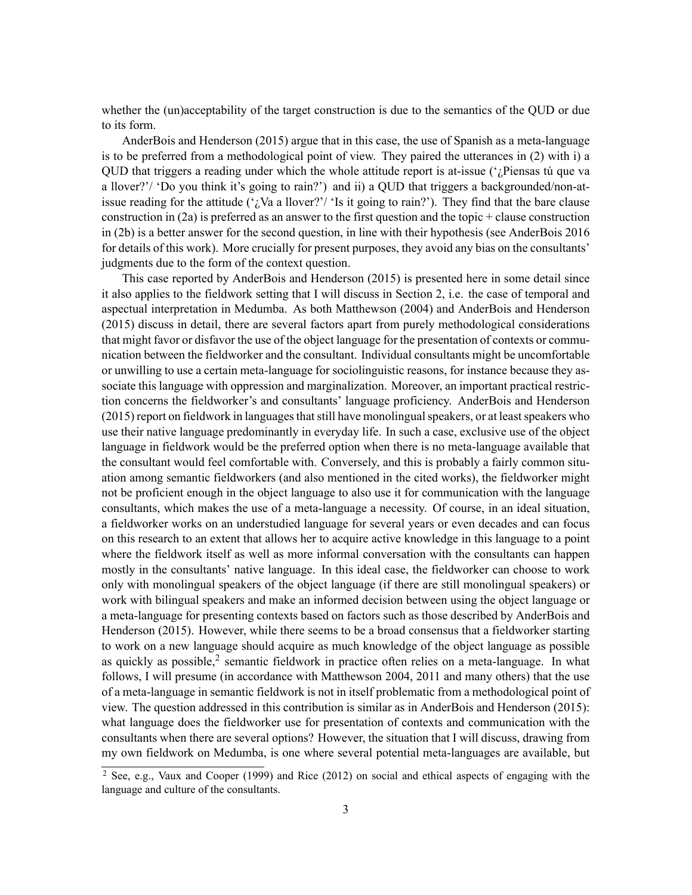whether the (un)acceptability of the target construction is due to the semantics of the QUD or due to its form.

AnderBois and Henderson (2015) argue that in this case, the use of Spanish as a meta-language is to be preferred from a methodological point of view. They paired the utterances in (2) with i) a QUD that triggers a reading under which the whole attitude report is at-issue ('¿Piensas tú que va a llover?'/ 'Do you think it's going to rain?') and ii) a QUD that triggers a backgrounded/non-at-issue reading for the attitude ('¿Va a llover?'/ 'Is it going to rain?'). They find that the bare clause construction in (2a) is preferred as an answer to the first question and the topic + clause construction in (2b) is a better answer for the second question, in line with their hypothesis (see AnderBois 2016 for details of this work). More crucially for present purposes, they avoid any bias on the consultants' judgments due to the form of the context question.

This case reported by AnderBois and Henderson (2015) is presented here in some detail since it also applies to the fieldwork setting that I will discuss in Section 2, i.e. the case of temporal and aspectual interpretation in Medumba. As both Matthewson (2004) and AnderBois and Henderson (2015) discuss in detail, there are several factors apart from purely methodological considerations that might favor or disfavor the use of the object language for the presentation of contexts or communication between the fieldworker and the consultant. Individual consultants might be uncomfortable or unwilling to use a certain meta-language for sociolinguistic reasons, for instance because they associate this language with oppression and marginalization. Moreover, an important practical restriction concerns the fieldworker's and consultants' language proficiency. AnderBois and Henderson (2015) report on fieldwork in languages that still have monolingual speakers, or at least speakers who use their native language predominantly in everyday life. In such a case, exclusive use of the object language in fieldwork would be the preferred option when there is no meta-language available that the consultant would feel comfortable with. Conversely, and this is probably a fairly common situation among semantic fieldworkers (and also mentioned in the cited works), the fieldworker might not be proficient enough in the object language to also use it for communication with the language consultants, which makes the use of a meta-language a necessity. Of course, in an ideal situation, a fieldworker works on an understudied language for several years or even decades and can focus on this research to an extent that allows her to acquire active knowledge in this language to a point where the fieldwork itself as well as more informal conversation with the consultants can happen mostly in the consultants' native language. In this ideal case, the fieldworker can choose to work only with monolingual speakers of the object language (if there are still monolingual speakers) or work with bilingual speakers and make an informed decision between using the object language or a meta-language for presenting contexts based on factors such as those described by AnderBois and Henderson (2015). However, while there seems to be a broad consensus that a fieldworker starting to work on a new language should acquire as much knowledge of the object language as possible as quickly as possible,[2] semantic fieldwork in practice often relies on a meta-language. In what follows, I will presume (in accordance with Matthewson 2004, 2011 and many others) that the use of a meta-language in semantic fieldwork is not in itself problematic from a methodological point of view. The question addressed in this contribution is similar as in AnderBois and Henderson (2015): what language does the fieldworker use for presentation of contexts and communication with the consultants when there are several options? However, the situation that I will discuss, drawing from my own fieldwork on Medumba, is one where several potential meta-languages are available, but

[2] See, e.g., Vaux and Cooper (1999) and Rice (2012) on social and ethical aspects of engaging with the language and culture of the consultants.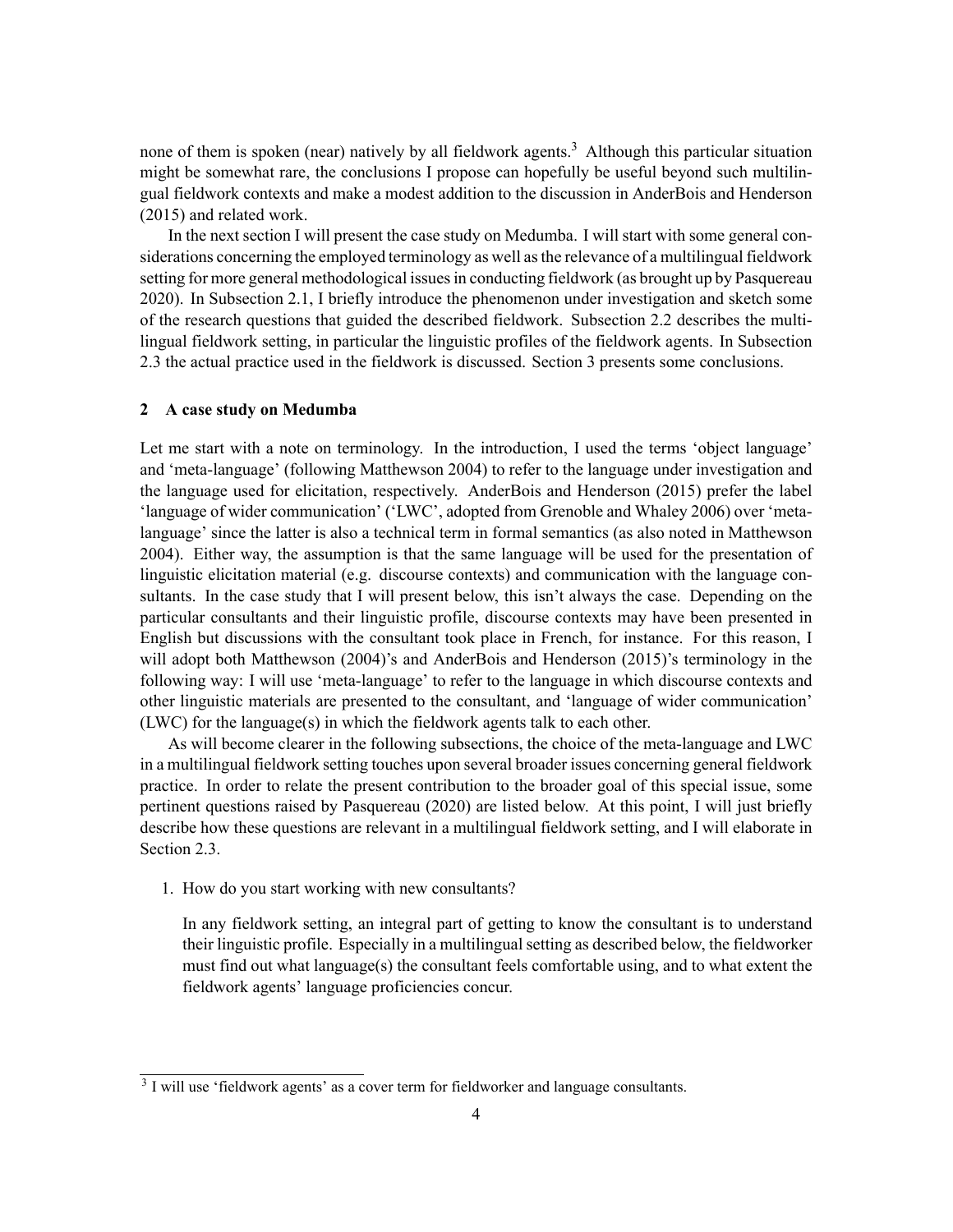none of them is spoken (near) natively by all fieldwork agents.[3] Although this particular situation might be somewhat rare, the conclusions I propose can hopefully be useful beyond such multilingual fieldwork contexts and make a modest addition to the discussion in AnderBois and Henderson (2015) and related work.

In the next section I will present the case study on Medumba. I will start with some general considerations concerning the employed terminology as well as the relevance of a multilingual fieldwork setting for more general methodological issues in conducting fieldwork (as brought up by Pasquereau 2020). In Subsection 2.1, I briefly introduce the phenomenon under investigation and sketch some of the research questions that guided the described fieldwork. Subsection 2.2 describes the multilingual fieldwork setting, in particular the linguistic profiles of the fieldwork agents. In Subsection 2.3 the actual practice used in the fieldwork is discussed. Section 3 presents some conclusions.

## 2 A case study on Medumba

Let me start with a note on terminology. In the introduction, I used the terms 'object language' and 'meta-language' (following Matthewson 2004) to refer to the language under investigation and the language used for elicitation, respectively. AnderBois and Henderson (2015) prefer the label 'language of wider communication' ('LWC', adopted from Grenoble and Whaley 2006) over 'meta-language' since the latter is also a technical term in formal semantics (as also noted in Matthewson 2004). Either way, the assumption is that the same language will be used for the presentation of linguistic elicitation material (e.g. discourse contexts) and communication with the language consultants. In the case study that I will present below, this isn't always the case. Depending on the particular consultants and their linguistic profile, discourse contexts may have been presented in English but discussions with the consultant took place in French, for instance. For this reason, I will adopt both Matthewson (2004)'s and AnderBois and Henderson (2015)'s terminology in the following way: I will use 'meta-language' to refer to the language in which discourse contexts and other linguistic materials are presented to the consultant, and 'language of wider communication' (LWC) for the language(s) in which the fieldwork agents talk to each other.

As will become clearer in the following subsections, the choice of the meta-language and LWC in a multilingual fieldwork setting touches upon several broader issues concerning general fieldwork practice. In order to relate the present contribution to the broader goal of this special issue, some pertinent questions raised by Pasquereau (2020) are listed below. At this point, I will just briefly describe how these questions are relevant in a multilingual fieldwork setting, and I will elaborate in Section 2.3.

1. How do you start working with new consultants?

   In any fieldwork setting, an integral part of getting to know the consultant is to understand their linguistic profile. Especially in a multilingual setting as described below, the fieldworker must find out what language(s) the consultant feels comfortable using, and to what extent the fieldwork agents' language proficiencies concur.

[3] I will use 'fieldwork agents' as a cover term for fieldworker and language consultants.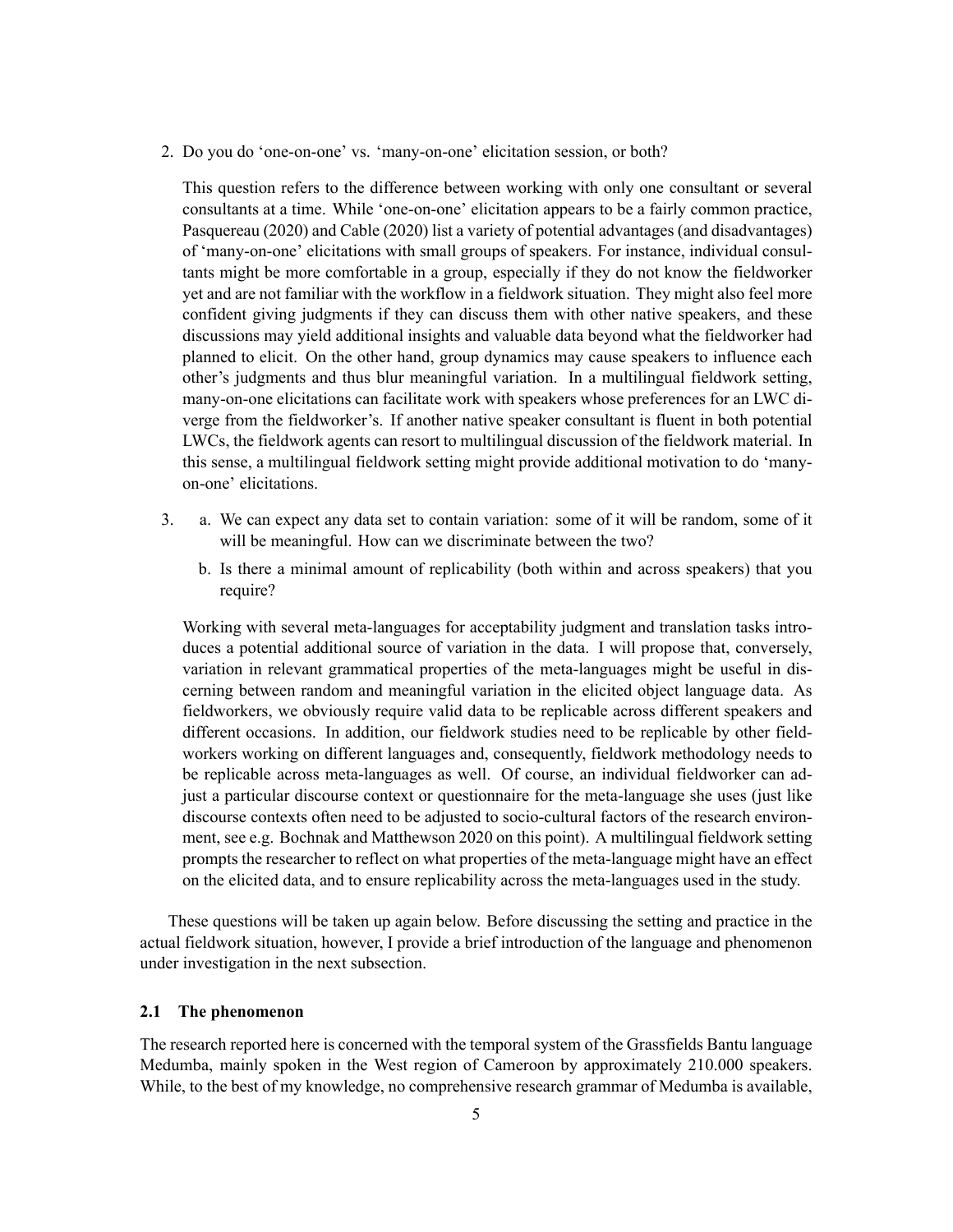2. Do you do 'one-on-one' vs. 'many-on-one' elicitation session, or both?

   This question refers to the difference between working with only one consultant or several consultants at a time. While 'one-on-one' elicitation appears to be a fairly common practice, Pasquereau (2020) and Cable (2020) list a variety of potential advantages (and disadvantages) of 'many-on-one' elicitations with small groups of speakers. For instance, individual consultants might be more comfortable in a group, especially if they do not know the fieldworker yet and are not familiar with the workflow in a fieldwork situation. They might also feel more confident giving judgments if they can discuss them with other native speakers, and these discussions may yield additional insights and valuable data beyond what the fieldworker had planned to elicit. On the other hand, group dynamics may cause speakers to influence each other's judgments and thus blur meaningful variation. In a multilingual fieldwork setting, many-on-one elicitations can facilitate work with speakers whose preferences for an LWC diverge from the fieldworker's. If another native speaker consultant is fluent in both potential LWCs, the fieldwork agents can resort to multilingual discussion of the fieldwork material. In this sense, a multilingual fieldwork setting might provide additional motivation to do 'many-on-one' elicitations.

3. a. We can expect any data set to contain variation: some of it will be random, some of it will be meaningful. How can we discriminate between the two?

   b. Is there a minimal amount of replicability (both within and across speakers) that you require?

   Working with several meta-languages for acceptability judgment and translation tasks introduces a potential additional source of variation in the data. I will propose that, conversely, variation in relevant grammatical properties of the meta-languages might be useful in discerning between random and meaningful variation in the elicited object language data. As fieldworkers, we obviously require valid data to be replicable across different speakers and different occasions. In addition, our fieldwork studies need to be replicable by other fieldworkers working on different languages and, consequently, fieldwork methodology needs to be replicable across meta-languages as well. Of course, an individual fieldworker can adjust a particular discourse context or questionnaire for the meta-language she uses (just like discourse contexts often need to be adjusted to socio-cultural factors of the research environment, see e.g. Bochnak and Matthewson 2020 on this point). A multilingual fieldwork setting prompts the researcher to reflect on what properties of the meta-language might have an effect on the elicited data, and to ensure replicability across the meta-languages used in the study.

These questions will be taken up again below. Before discussing the setting and practice in the actual fieldwork situation, however, I provide a brief introduction of the language and phenomenon under investigation in the next subsection.

### 2.1 The phenomenon

The research reported here is concerned with the temporal system of the Grassfields Bantu language Medumba, mainly spoken in the West region of Cameroon by approximately 210.000 speakers. While, to the best of my knowledge, no comprehensive research grammar of Medumba is available,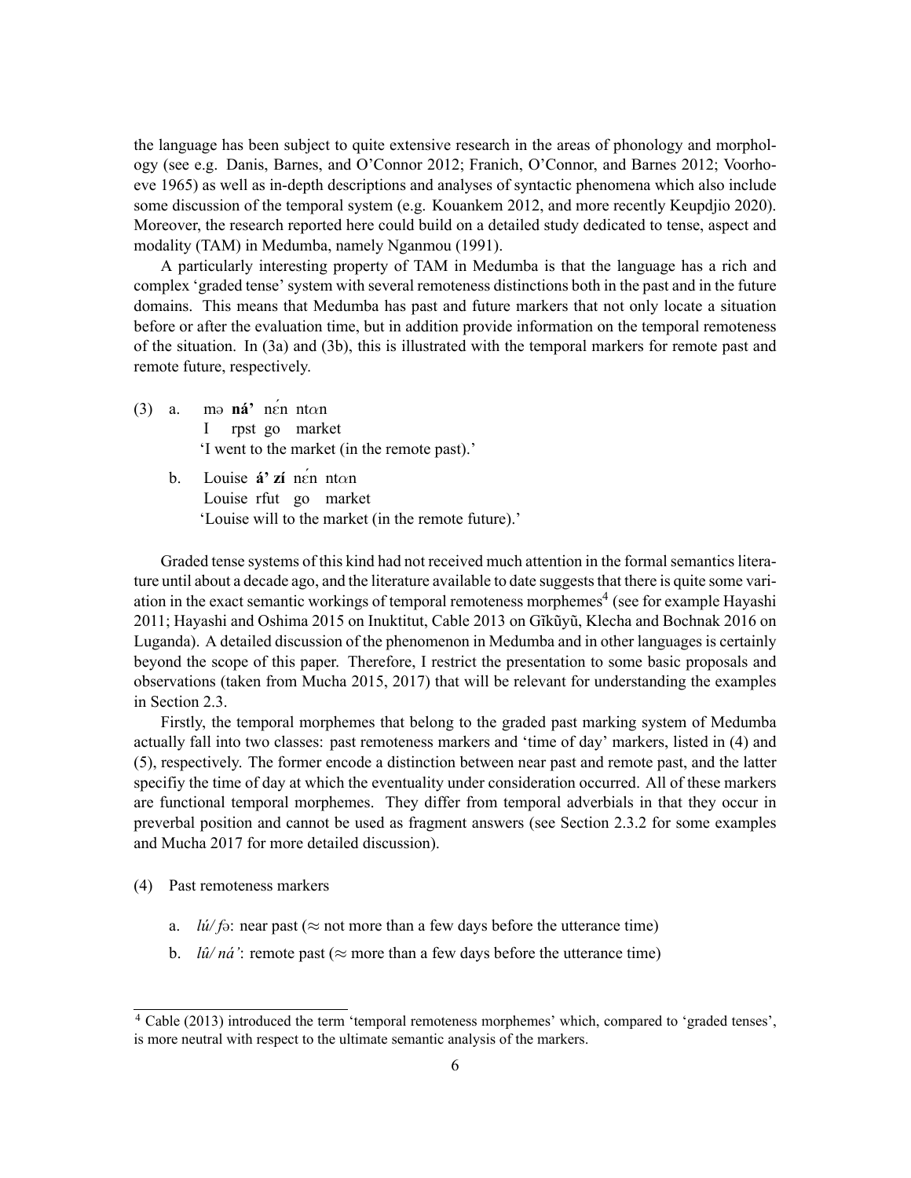the language has been subject to quite extensive research in the areas of phonology and morphology (see e.g. Danis, Barnes, and O'Connor 2012; Franich, O'Connor, and Barnes 2012; Voorhoeve 1965) as well as in-depth descriptions and analyses of syntactic phenomena which also include some discussion of the temporal system (e.g. Kouankem 2012, and more recently Keupdjio 2020). Moreover, the research reported here could build on a detailed study dedicated to tense, aspect and modality (TAM) in Medumba, namely Nganmou (1991).

A particularly interesting property of TAM in Medumba is that the language has a rich and complex 'graded tense' system with several remoteness distinctions both in the past and in the future domains. This means that Medumba has past and future markers that not only locate a situation before or after the evaluation time, but in addition provide information on the temporal remoteness of the situation. In (3a) and (3b), this is illustrated with the temporal markers for remote past and remote future, respectively.

(3) a. mə **ná'** nέn ntɑn
I rpst go market
'I went to the market (in the remote past).'

b. Louise **á' zí** nέn ntɑn
Louise rfut go market
'Louise will to the market (in the remote future).'

Graded tense systems of this kind had not received much attention in the formal semantics literature until about a decade ago, and the literature available to date suggests that there is quite some variation in the exact semantic workings of temporal remoteness morphemes[4] (see for example Hayashi 2011; Hayashi and Oshima 2015 on Inuktitut, Cable 2013 on Gĩkũyũ, Klecha and Bochnak 2016 on Luganda). A detailed discussion of the phenomenon in Medumba and in other languages is certainly beyond the scope of this paper. Therefore, I restrict the presentation to some basic proposals and observations (taken from Mucha 2015, 2017) that will be relevant for understanding the examples in Section 2.3.

Firstly, the temporal morphemes that belong to the graded past marking system of Medumba actually fall into two classes: past remoteness markers and 'time of day' markers, listed in (4) and (5), respectively. The former encode a distinction between near past and remote past, and the latter specifiy the time of day at which the eventuality under consideration occurred. All of these markers are functional temporal morphemes. They differ from temporal adverbials in that they occur in preverbal position and cannot be used as fragment answers (see Section 2.3.2 for some examples and Mucha 2017 for more detailed discussion).

(4) Past remoteness markers

a. *lú/ fə*: near past (≈ not more than a few days before the utterance time)

b. *lû/ ná'*: remote past (≈ more than a few days before the utterance time)

[4] Cable (2013) introduced the term 'temporal remoteness morphemes' which, compared to 'graded tenses', is more neutral with respect to the ultimate semantic analysis of the markers.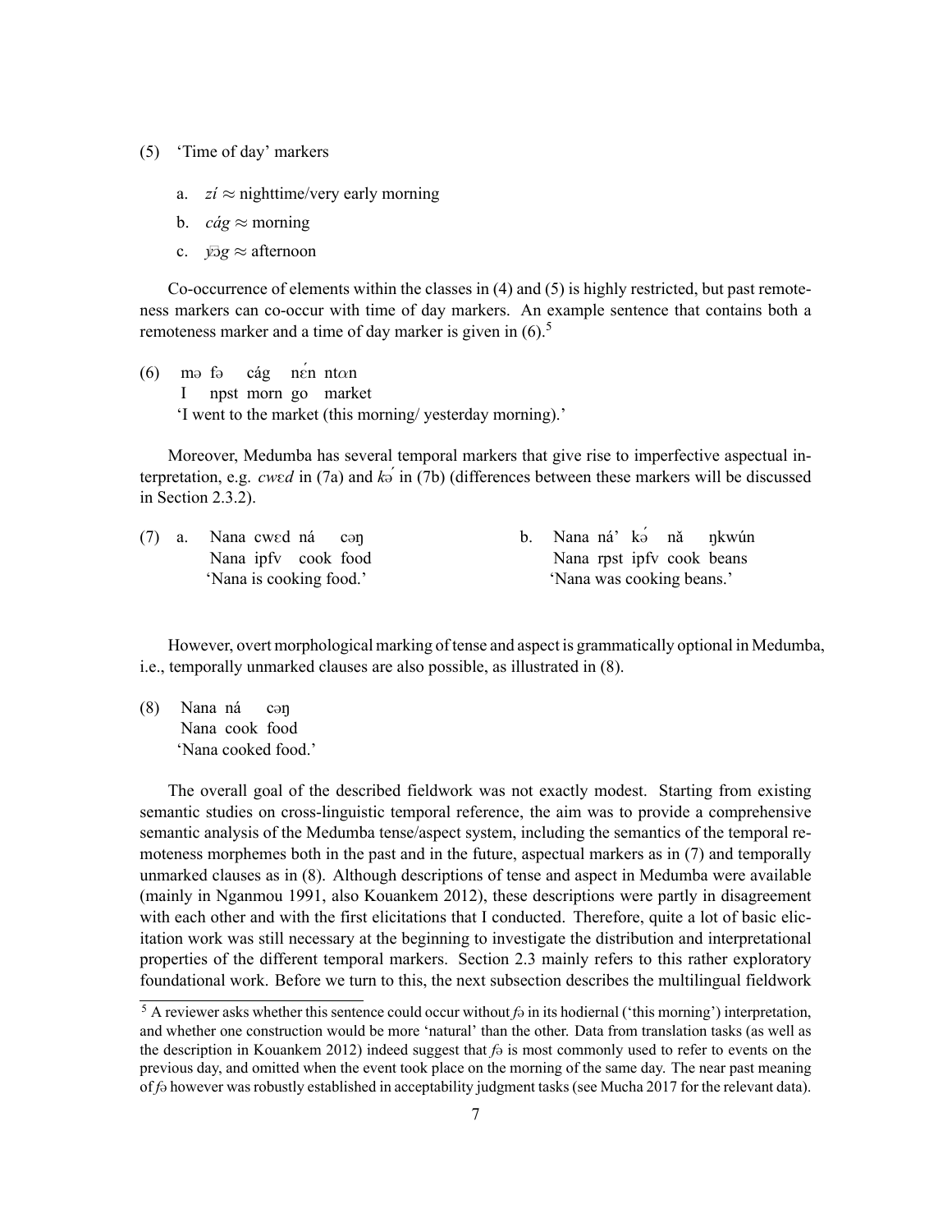(5) 'Time of day' markers

   a. *zí* ≈ nighttime/very early morning

   b. *cág* ≈ morning

   c. *yɔ̄g* ≈ afternoon

Co-occurrence of elements within the classes in (4) and (5) is highly restricted, but past remoteness markers can co-occur with time of day markers. An example sentence that contains both a remoteness marker and a time of day marker is given in (6).[5]

(6) mə fə cág nɛ́n ntɑn
   I npst morn go market
   'I went to the market (this morning/ yesterday morning).'

Moreover, Medumba has several temporal markers that give rise to imperfective aspectual interpretation, e.g. *cwɛd* in (7a) and *kə́* in (7b) (differences between these markers will be discussed in Section 2.3.2).

(7) a. Nana cwɛd ná cəŋ
   Nana ipfv cook food
   'Nana is cooking food.'

   b. Nana ná' kə́ nǎ ŋkwún
   Nana rpst ipfv cook beans
   'Nana was cooking beans.'

However, overt morphological marking of tense and aspect is grammatically optional in Medumba, i.e., temporally unmarked clauses are also possible, as illustrated in (8).

(8) Nana ná cəŋ
   Nana cook food
   'Nana cooked food.'

The overall goal of the described fieldwork was not exactly modest. Starting from existing semantic studies on cross-linguistic temporal reference, the aim was to provide a comprehensive semantic analysis of the Medumba tense/aspect system, including the semantics of the temporal remoteness morphemes both in the past and in the future, aspectual markers as in (7) and temporally unmarked clauses as in (8). Although descriptions of tense and aspect in Medumba were available (mainly in Nganmou 1991, also Kouankem 2012), these descriptions were partly in disagreement with each other and with the first elicitations that I conducted. Therefore, quite a lot of basic elicitation work was still necessary at the beginning to investigate the distribution and interpretational properties of the different temporal markers. Section 2.3 mainly refers to this rather exploratory foundational work. Before we turn to this, the next subsection describes the multilingual fieldwork

[5] A reviewer asks whether this sentence could occur without *fə* in its hodiernal ('this morning') interpretation, and whether one construction would be more 'natural' than the other. Data from translation tasks (as well as the description in Kouankem 2012) indeed suggest that *fə* is most commonly used to refer to events on the previous day, and omitted when the event took place on the morning of the same day. The near past meaning of *fə* however was robustly established in acceptability judgment tasks (see Mucha 2017 for the relevant data).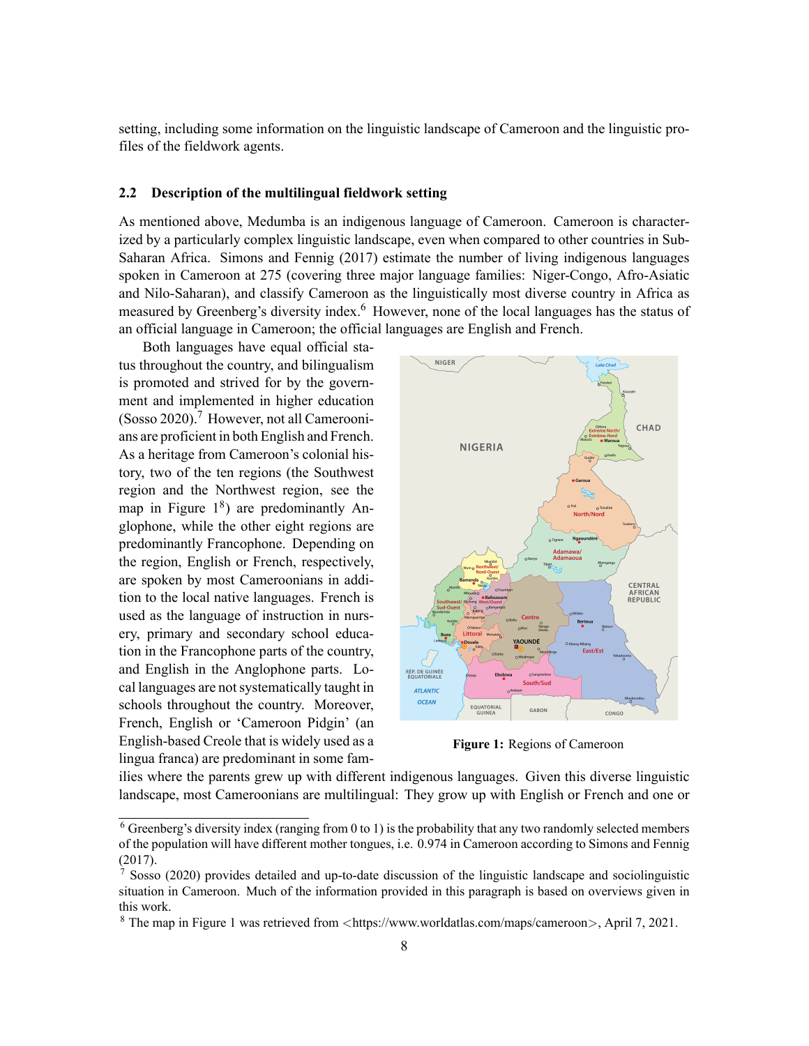setting, including some information on the linguistic landscape of Cameroon and the linguistic profiles of the fieldwork agents.

### 2.2 Description of the multilingual fieldwork setting

As mentioned above, Medumba is an indigenous language of Cameroon. Cameroon is characterized by a particularly complex linguistic landscape, even when compared to other countries in Sub-Saharan Africa. Simons and Fennig (2017) estimate the number of living indigenous languages spoken in Cameroon at 275 (covering three major language families: Niger-Congo, Afro-Asiatic and Nilo-Saharan), and classify Cameroon as the linguistically most diverse country in Africa as measured by Greenberg's diversity index.[6] However, none of the local languages has the status of an official language in Cameroon; the official languages are English and French.

Both languages have equal official status throughout the country, and bilingualism is promoted and strived for by the government and implemented in higher education (Sosso 2020).[7] However, not all Cameroonians are proficient in both English and French. As a heritage from Cameroon's colonial history, two of the ten regions (the Southwest region and the Northwest region, see the map in Figure 1[8]) are predominantly Anglophone, while the other eight regions are predominantly Francophone. Depending on the region, English or French, respectively, are spoken by most Cameroonians in addition to the local native languages. French is used as the language of instruction in nursery, primary and secondary school education in the Francophone parts of the country, and English in the Anglophone parts. Local languages are not systematically taught in schools throughout the country. Moreover, French, English or 'Cameroon Pidgin' (an English-based Creole that is widely used as a lingua franca) are predominant in some families where the parents grew up with different indigenous languages. Given this diverse linguistic landscape, most Cameroonians are multilingual: They grow up with English or French and one or

**Figure 1:** Regions of Cameroon

---

[6] Greenberg's diversity index (ranging from 0 to 1) is the probability that any two randomly selected members of the population will have different mother tongues, i.e. 0.974 in Cameroon according to Simons and Fennig (2017).

[7] Sosso (2020) provides detailed and up-to-date discussion of the linguistic landscape and sociolinguistic situation in Cameroon. Much of the information provided in this paragraph is based on overviews given in this work.

[8] The map in Figure 1 was retrieved from <https://www.worldatlas.com/maps/cameroon>, April 7, 2021.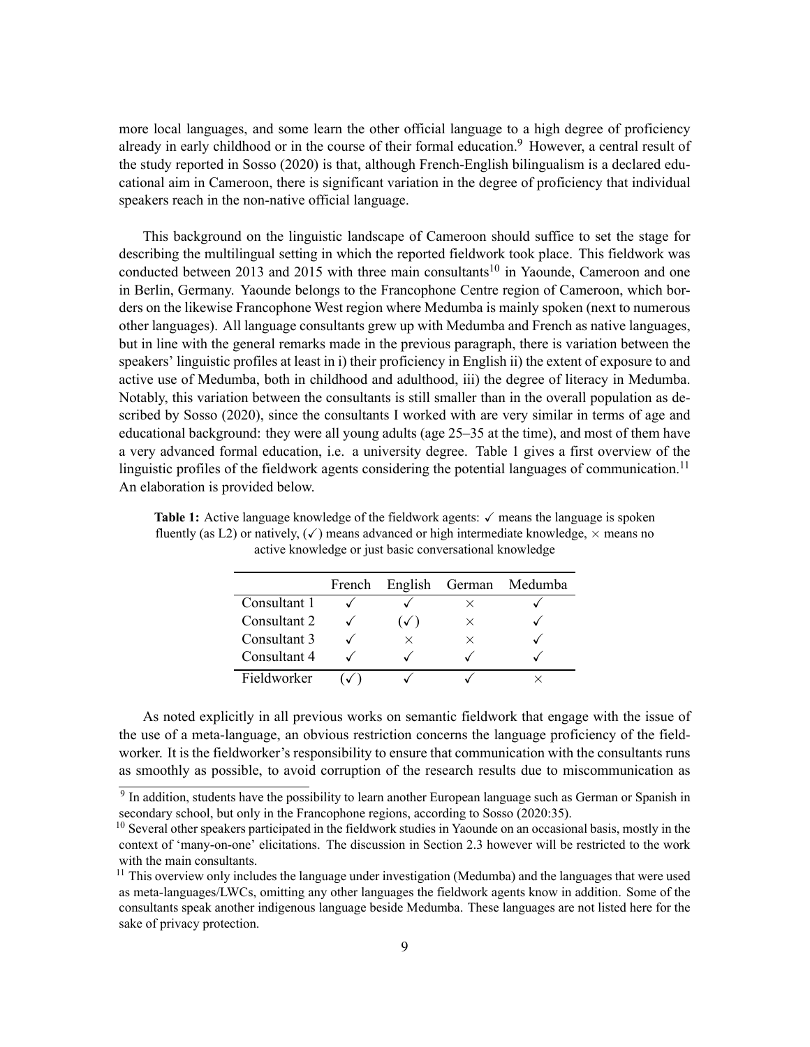more local languages, and some learn the other official language to a high degree of proficiency already in early childhood or in the course of their formal education.[9] However, a central result of the study reported in Sosso (2020) is that, although French-English bilingualism is a declared educational aim in Cameroon, there is significant variation in the degree of proficiency that individual speakers reach in the non-native official language.

This background on the linguistic landscape of Cameroon should suffice to set the stage for describing the multilingual setting in which the reported fieldwork took place. This fieldwork was conducted between 2013 and 2015 with three main consultants[10] in Yaounde, Cameroon and one in Berlin, Germany. Yaounde belongs to the Francophone Centre region of Cameroon, which borders on the likewise Francophone West region where Medumba is mainly spoken (next to numerous other languages). All language consultants grew up with Medumba and French as native languages, but in line with the general remarks made in the previous paragraph, there is variation between the speakers' linguistic profiles at least in i) their proficiency in English ii) the extent of exposure to and active use of Medumba, both in childhood and adulthood, iii) the degree of literacy in Medumba. Notably, this variation between the consultants is still smaller than in the overall population as described by Sosso (2020), since the consultants I worked with are very similar in terms of age and educational background: they were all young adults (age 25–35 at the time), and most of them have a very advanced formal education, i.e. a university degree. Table 1 gives a first overview of the linguistic profiles of the fieldwork agents considering the potential languages of communication.[11] An elaboration is provided below.

**Table 1:** Active language knowledge of the fieldwork agents: ✓ means the language is spoken fluently (as L2) or natively, (✓) means advanced or high intermediate knowledge, × means no active knowledge or just basic conversational knowledge

| | French | English | German | Medumba |
|---|---|---|---|---|
| Consultant 1 | ✓ | ✓ | × | ✓ |
| Consultant 2 | ✓ | (✓) | × | ✓ |
| Consultant 3 | ✓ | × | × | ✓ |
| Consultant 4 | ✓ | ✓ | ✓ | ✓ |
| Fieldworker | (✓) | ✓ | ✓ | × |

As noted explicitly in all previous works on semantic fieldwork that engage with the issue of the use of a meta-language, an obvious restriction concerns the language proficiency of the fieldworker. It is the fieldworker's responsibility to ensure that communication with the consultants runs as smoothly as possible, to avoid corruption of the research results due to miscommunication as

[9] In addition, students have the possibility to learn another European language such as German or Spanish in secondary school, but only in the Francophone regions, according to Sosso (2020:35).

[10] Several other speakers participated in the fieldwork studies in Yaounde on an occasional basis, mostly in the context of 'many-on-one' elicitations. The discussion in Section 2.3 however will be restricted to the work with the main consultants.

[11] This overview only includes the language under investigation (Medumba) and the languages that were used as meta-languages/LWCs, omitting any other languages the fieldwork agents know in addition. Some of the consultants speak another indigenous language beside Medumba. These languages are not listed here for the sake of privacy protection.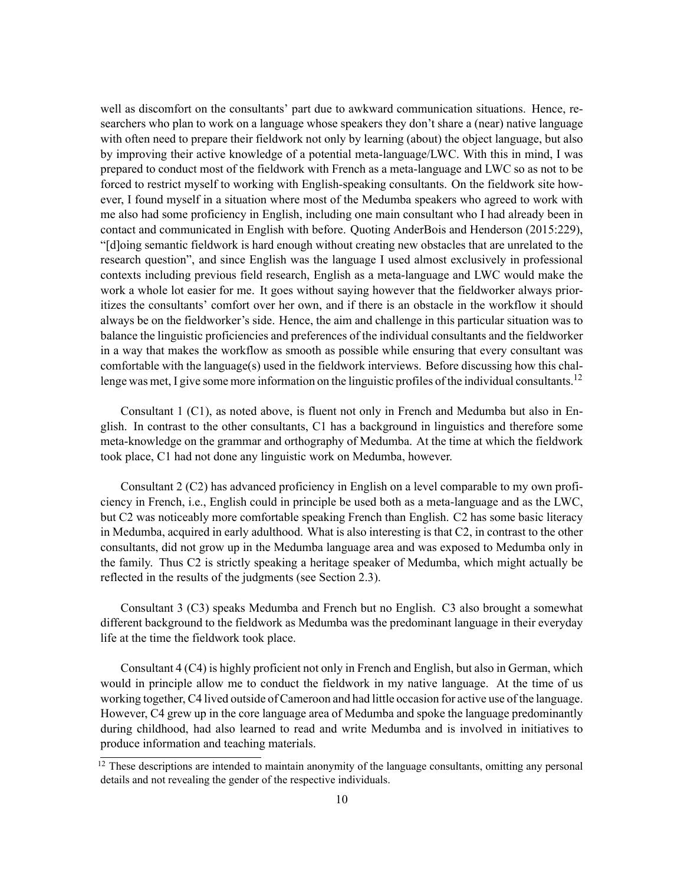well as discomfort on the consultants' part due to awkward communication situations. Hence, researchers who plan to work on a language whose speakers they don't share a (near) native language with often need to prepare their fieldwork not only by learning (about) the object language, but also by improving their active knowledge of a potential meta-language/LWC. With this in mind, I was prepared to conduct most of the fieldwork with French as a meta-language and LWC so as not to be forced to restrict myself to working with English-speaking consultants. On the fieldwork site however, I found myself in a situation where most of the Medumba speakers who agreed to work with me also had some proficiency in English, including one main consultant who I had already been in contact and communicated in English with before. Quoting AnderBois and Henderson (2015:229), "[d]oing semantic fieldwork is hard enough without creating new obstacles that are unrelated to the research question", and since English was the language I used almost exclusively in professional contexts including previous field research, English as a meta-language and LWC would make the work a whole lot easier for me. It goes without saying however that the fieldworker always prioritizes the consultants' comfort over her own, and if there is an obstacle in the workflow it should always be on the fieldworker's side. Hence, the aim and challenge in this particular situation was to balance the linguistic proficiencies and preferences of the individual consultants and the fieldworker in a way that makes the workflow as smooth as possible while ensuring that every consultant was comfortable with the language(s) used in the fieldwork interviews. Before discussing how this challenge was met, I give some more information on the linguistic profiles of the individual consultants.[12]

Consultant 1 (C1), as noted above, is fluent not only in French and Medumba but also in English. In contrast to the other consultants, C1 has a background in linguistics and therefore some meta-knowledge on the grammar and orthography of Medumba. At the time at which the fieldwork took place, C1 had not done any linguistic work on Medumba, however.

Consultant 2 (C2) has advanced proficiency in English on a level comparable to my own proficiency in French, i.e., English could in principle be used both as a meta-language and as the LWC, but C2 was noticeably more comfortable speaking French than English. C2 has some basic literacy in Medumba, acquired in early adulthood. What is also interesting is that C2, in contrast to the other consultants, did not grow up in the Medumba language area and was exposed to Medumba only in the family. Thus C2 is strictly speaking a heritage speaker of Medumba, which might actually be reflected in the results of the judgments (see Section 2.3).

Consultant 3 (C3) speaks Medumba and French but no English. C3 also brought a somewhat different background to the fieldwork as Medumba was the predominant language in their everyday life at the time the fieldwork took place.

Consultant 4 (C4) is highly proficient not only in French and English, but also in German, which would in principle allow me to conduct the fieldwork in my native language. At the time of us working together, C4 lived outside of Cameroon and had little occasion for active use of the language. However, C4 grew up in the core language area of Medumba and spoke the language predominantly during childhood, had also learned to read and write Medumba and is involved in initiatives to produce information and teaching materials.

[12] These descriptions are intended to maintain anonymity of the language consultants, omitting any personal details and not revealing the gender of the respective individuals.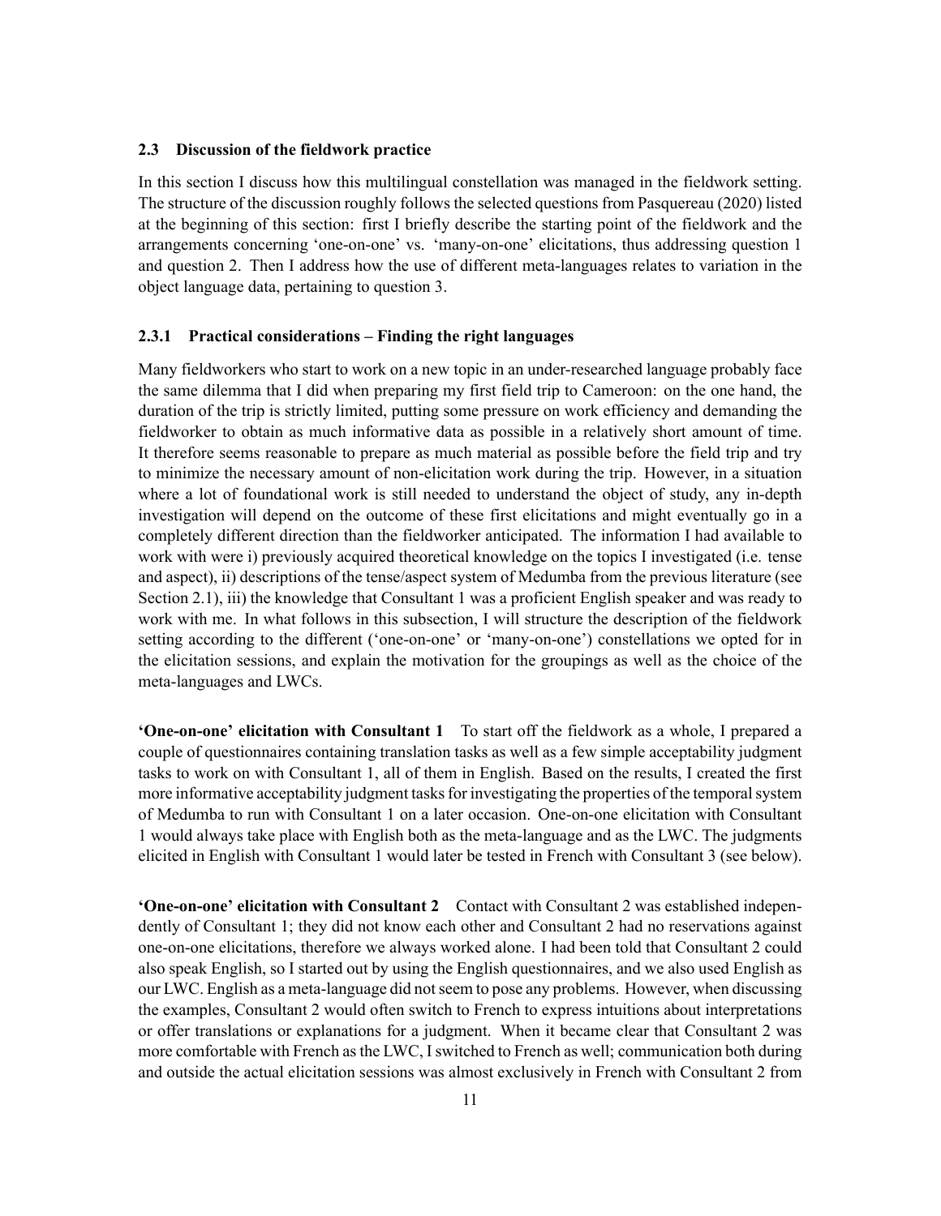### 2.3 Discussion of the fieldwork practice

In this section I discuss how this multilingual constellation was managed in the fieldwork setting. The structure of the discussion roughly follows the selected questions from Pasquereau (2020) listed at the beginning of this section: first I briefly describe the starting point of the fieldwork and the arrangements concerning 'one-on-one' vs. 'many-on-one' elicitations, thus addressing question 1 and question 2. Then I address how the use of different meta-languages relates to variation in the object language data, pertaining to question 3.

#### 2.3.1 Practical considerations – Finding the right languages

Many fieldworkers who start to work on a new topic in an under-researched language probably face the same dilemma that I did when preparing my first field trip to Cameroon: on the one hand, the duration of the trip is strictly limited, putting some pressure on work efficiency and demanding the fieldworker to obtain as much informative data as possible in a relatively short amount of time. It therefore seems reasonable to prepare as much material as possible before the field trip and try to minimize the necessary amount of non-elicitation work during the trip. However, in a situation where a lot of foundational work is still needed to understand the object of study, any in-depth investigation will depend on the outcome of these first elicitations and might eventually go in a completely different direction than the fieldworker anticipated. The information I had available to work with were i) previously acquired theoretical knowledge on the topics I investigated (i.e. tense and aspect), ii) descriptions of the tense/aspect system of Medumba from the previous literature (see Section 2.1), iii) the knowledge that Consultant 1 was a proficient English speaker and was ready to work with me. In what follows in this subsection, I will structure the description of the fieldwork setting according to the different ('one-on-one' or 'many-on-one') constellations we opted for in the elicitation sessions, and explain the motivation for the groupings as well as the choice of the meta-languages and LWCs.

**'One-on-one' elicitation with Consultant 1** To start off the fieldwork as a whole, I prepared a couple of questionnaires containing translation tasks as well as a few simple acceptability judgment tasks to work on with Consultant 1, all of them in English. Based on the results, I created the first more informative acceptability judgment tasks for investigating the properties of the temporal system of Medumba to run with Consultant 1 on a later occasion. One-on-one elicitation with Consultant 1 would always take place with English both as the meta-language and as the LWC. The judgments elicited in English with Consultant 1 would later be tested in French with Consultant 3 (see below).

**'One-on-one' elicitation with Consultant 2** Contact with Consultant 2 was established independently of Consultant 1; they did not know each other and Consultant 2 had no reservations against one-on-one elicitations, therefore we always worked alone. I had been told that Consultant 2 could also speak English, so I started out by using the English questionnaires, and we also used English as our LWC. English as a meta-language did not seem to pose any problems. However, when discussing the examples, Consultant 2 would often switch to French to express intuitions about interpretations or offer translations or explanations for a judgment. When it became clear that Consultant 2 was more comfortable with French as the LWC, I switched to French as well; communication both during and outside the actual elicitation sessions was almost exclusively in French with Consultant 2 from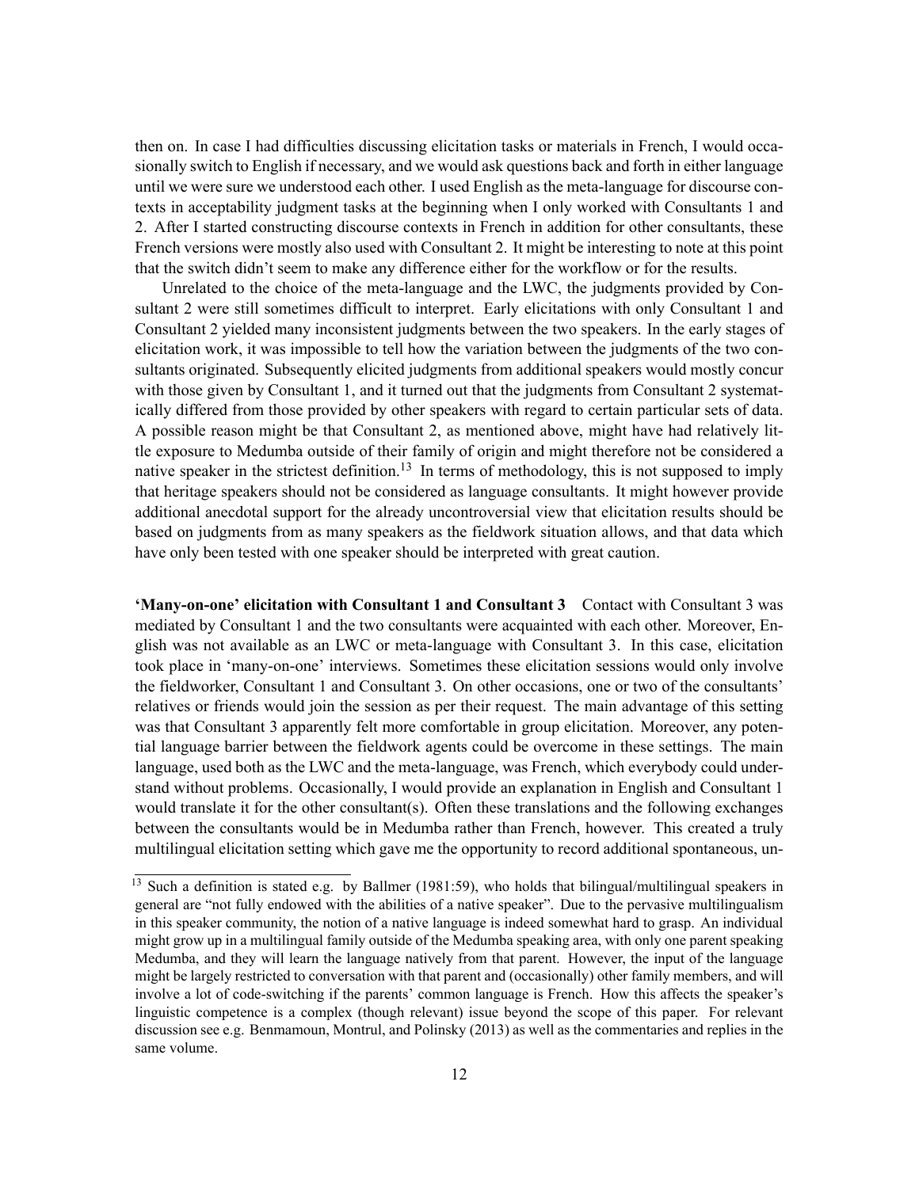then on. In case I had difficulties discussing elicitation tasks or materials in French, I would occasionally switch to English if necessary, and we would ask questions back and forth in either language until we were sure we understood each other. I used English as the meta-language for discourse contexts in acceptability judgment tasks at the beginning when I only worked with Consultants 1 and 2. After I started constructing discourse contexts in French in addition for other consultants, these French versions were mostly also used with Consultant 2. It might be interesting to note at this point that the switch didn't seem to make any difference either for the workflow or for the results.

Unrelated to the choice of the meta-language and the LWC, the judgments provided by Consultant 2 were still sometimes difficult to interpret. Early elicitations with only Consultant 1 and Consultant 2 yielded many inconsistent judgments between the two speakers. In the early stages of elicitation work, it was impossible to tell how the variation between the judgments of the two consultants originated. Subsequently elicited judgments from additional speakers would mostly concur with those given by Consultant 1, and it turned out that the judgments from Consultant 2 systematically differed from those provided by other speakers with regard to certain particular sets of data. A possible reason might be that Consultant 2, as mentioned above, might have had relatively little exposure to Medumba outside of their family of origin and might therefore not be considered a native speaker in the strictest definition.[13] In terms of methodology, this is not supposed to imply that heritage speakers should not be considered as language consultants. It might however provide additional anecdotal support for the already uncontroversial view that elicitation results should be based on judgments from as many speakers as the fieldwork situation allows, and that data which have only been tested with one speaker should be interpreted with great caution.

**'Many-on-one' elicitation with Consultant 1 and Consultant 3** Contact with Consultant 3 was mediated by Consultant 1 and the two consultants were acquainted with each other. Moreover, English was not available as an LWC or meta-language with Consultant 3. In this case, elicitation took place in 'many-on-one' interviews. Sometimes these elicitation sessions would only involve the fieldworker, Consultant 1 and Consultant 3. On other occasions, one or two of the consultants' relatives or friends would join the session as per their request. The main advantage of this setting was that Consultant 3 apparently felt more comfortable in group elicitation. Moreover, any potential language barrier between the fieldwork agents could be overcome in these settings. The main language, used both as the LWC and the meta-language, was French, which everybody could understand without problems. Occasionally, I would provide an explanation in English and Consultant 1 would translate it for the other consultant(s). Often these translations and the following exchanges between the consultants would be in Medumba rather than French, however. This created a truly multilingual elicitation setting which gave me the opportunity to record additional spontaneous, un-

---

[13] Such a definition is stated e.g. by Ballmer (1981:59), who holds that bilingual/multilingual speakers in general are "not fully endowed with the abilities of a native speaker". Due to the pervasive multilingualism in this speaker community, the notion of a native language is indeed somewhat hard to grasp. An individual might grow up in a multilingual family outside of the Medumba speaking area, with only one parent speaking Medumba, and they will learn the language natively from that parent. However, the input of the language might be largely restricted to conversation with that parent and (occasionally) other family members, and will involve a lot of code-switching if the parents' common language is French. How this affects the speaker's linguistic competence is a complex (though relevant) issue beyond the scope of this paper. For relevant discussion see e.g. Benmamoun, Montrul, and Polinsky (2013) as well as the commentaries and replies in the same volume.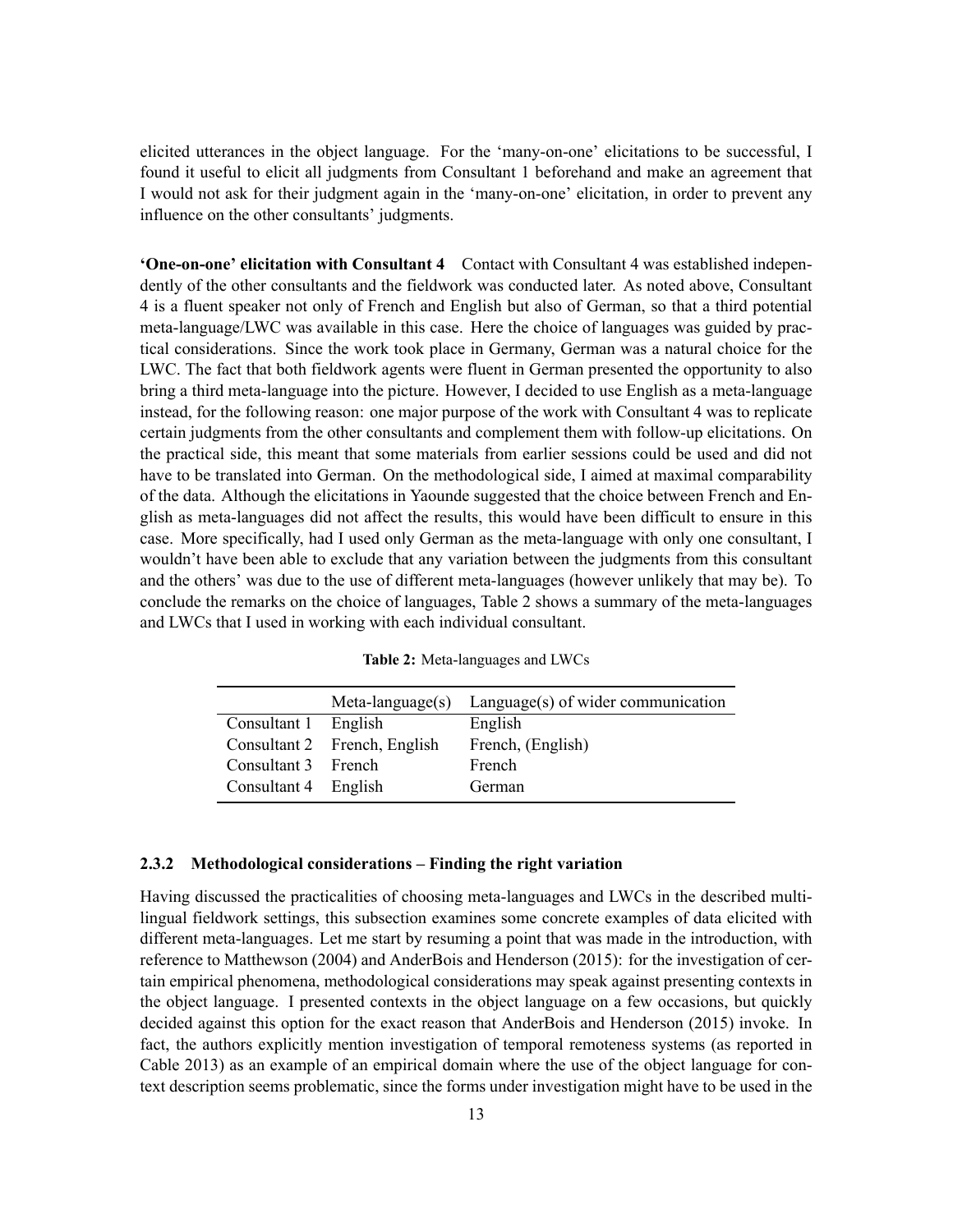elicited utterances in the object language. For the 'many-on-one' elicitations to be successful, I found it useful to elicit all judgments from Consultant 1 beforehand and make an agreement that I would not ask for their judgment again in the 'many-on-one' elicitation, in order to prevent any influence on the other consultants' judgments.

**'One-on-one' elicitation with Consultant 4** Contact with Consultant 4 was established independently of the other consultants and the fieldwork was conducted later. As noted above, Consultant 4 is a fluent speaker not only of French and English but also of German, so that a third potential meta-language/LWC was available in this case. Here the choice of languages was guided by practical considerations. Since the work took place in Germany, German was a natural choice for the LWC. The fact that both fieldwork agents were fluent in German presented the opportunity to also bring a third meta-language into the picture. However, I decided to use English as a meta-language instead, for the following reason: one major purpose of the work with Consultant 4 was to replicate certain judgments from the other consultants and complement them with follow-up elicitations. On the practical side, this meant that some materials from earlier sessions could be used and did not have to be translated into German. On the methodological side, I aimed at maximal comparability of the data. Although the elicitations in Yaounde suggested that the choice between French and English as meta-languages did not affect the results, this would have been difficult to ensure in this case. More specifically, had I used only German as the meta-language with only one consultant, I wouldn't have been able to exclude that any variation between the judgments from this consultant and the others' was due to the use of different meta-languages (however unlikely that may be). To conclude the remarks on the choice of languages, Table 2 shows a summary of the meta-languages and LWCs that I used in working with each individual consultant.

**Table 2:** Meta-languages and LWCs

| | Meta-language(s) | Language(s) of wider communication |
|---|---|---|
| Consultant 1 | English | English |
| Consultant 2 | French, English | French, (English) |
| Consultant 3 | French | French |
| Consultant 4 | English | German |

### 2.3.2 Methodological considerations – Finding the right variation

Having discussed the practicalities of choosing meta-languages and LWCs in the described multilingual fieldwork settings, this subsection examines some concrete examples of data elicited with different meta-languages. Let me start by resuming a point that was made in the introduction, with reference to Matthewson (2004) and AnderBois and Henderson (2015): for the investigation of certain empirical phenomena, methodological considerations may speak against presenting contexts in the object language. I presented contexts in the object language on a few occasions, but quickly decided against this option for the exact reason that AnderBois and Henderson (2015) invoke. In fact, the authors explicitly mention investigation of temporal remoteness systems (as reported in Cable 2013) as an example of an empirical domain where the use of the object language for context description seems problematic, since the forms under investigation might have to be used in the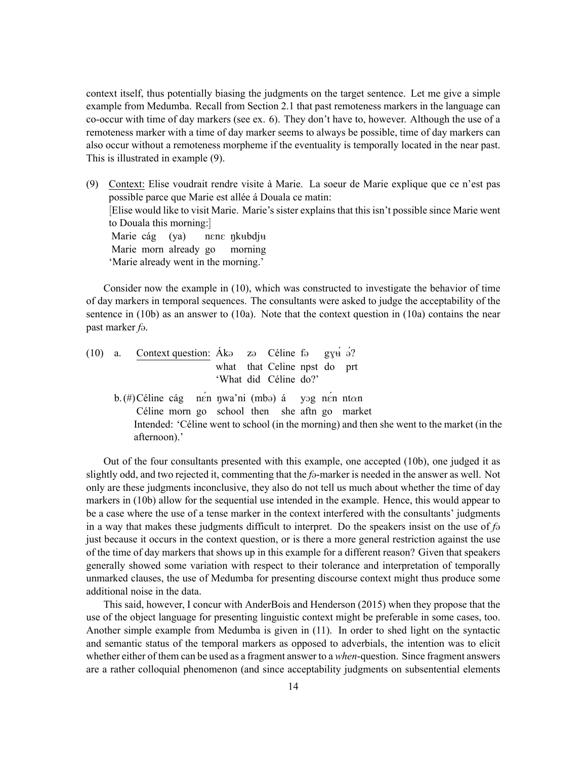context itself, thus potentially biasing the judgments on the target sentence. Let me give a simple example from Medumba. Recall from Section 2.1 that past remoteness markers in the language can co-occur with time of day markers (see ex. 6). They don't have to, however. Although the use of a remoteness marker with a time of day marker seems to always be possible, time of day markers can also occur without a remoteness morpheme if the eventuality is temporally located in the near past. This is illustrated in example (9).

(9) Context: Elise voudrait rendre visite à Marie. La soeur de Marie explique que ce n'est pas possible parce que Marie est allée á Douala ce matin:
[Elise would like to visit Marie. Marie's sister explains that this isn't possible since Marie went to Douala this morning:]

    Marie cág (ya) nɛnɛ ŋkʉbdjʉ
    Marie morn already go morning
    'Marie already went in the morning.'

Consider now the example in (10), which was constructed to investigate the behavior of time of day markers in temporal sequences. The consultants were asked to judge the acceptability of the sentence in (10b) as an answer to (10a). Note that the context question in (10a) contains the near past marker *fə*.

(10) a. Context question: Ákə zə Céline fə gɣʉ́ ə́?
        what that Celine npst do prt
        'What did Céline do?'

     b. (#)Céline cág nɛ́n ŋwa'ni (mbə) á yɔg nɛ́n ntɑn
        Céline morn go school then she aftn go market
        Intended: 'Céline went to school (in the morning) and then she went to the market (in the afternoon).'

Out of the four consultants presented with this example, one accepted (10b), one judged it as slightly odd, and two rejected it, commenting that the *fə*-marker is needed in the answer as well. Not only are these judgments inconclusive, they also do not tell us much about whether the time of day markers in (10b) allow for the sequential use intended in the example. Hence, this would appear to be a case where the use of a tense marker in the context interfered with the consultants' judgments in a way that makes these judgments difficult to interpret. Do the speakers insist on the use of *fə* just because it occurs in the context question, or is there a more general restriction against the use of the time of day markers that shows up in this example for a different reason? Given that speakers generally showed some variation with respect to their tolerance and interpretation of temporally unmarked clauses, the use of Medumba for presenting discourse context might thus produce some additional noise in the data.

This said, however, I concur with AnderBois and Henderson (2015) when they propose that the use of the object language for presenting linguistic context might be preferable in some cases, too. Another simple example from Medumba is given in (11). In order to shed light on the syntactic and semantic status of the temporal markers as opposed to adverbials, the intention was to elicit whether either of them can be used as a fragment answer to a *when*-question. Since fragment answers are a rather colloquial phenomenon (and since acceptability judgments on subsentential elements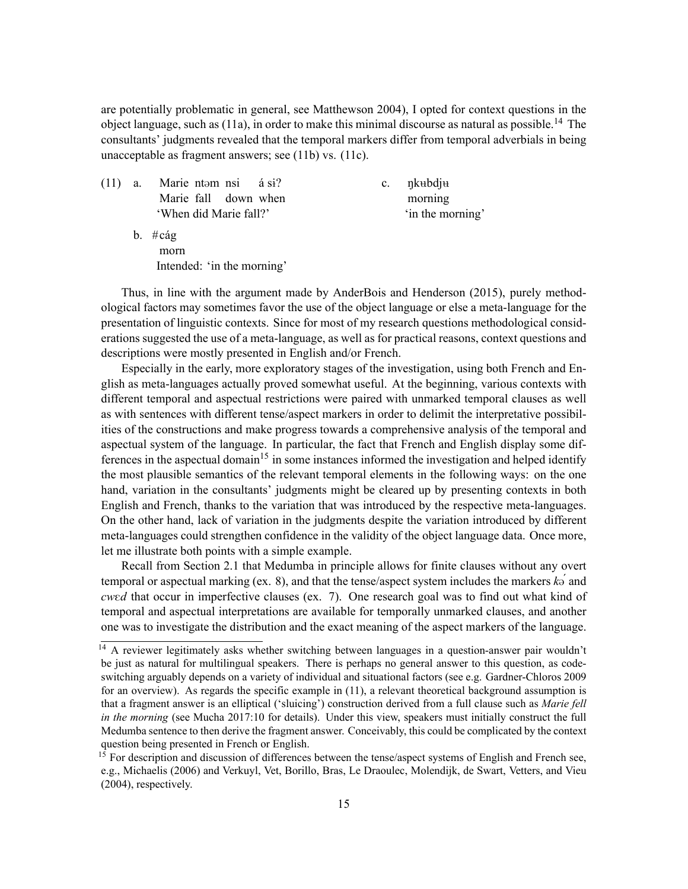are potentially problematic in general, see Matthewson 2004), I opted for context questions in the object language, such as (11a), in order to make this minimal discourse as natural as possible.[14] The consultants' judgments revealed that the temporal markers differ from temporal adverbials in being unacceptable as fragment answers; see (11b) vs. (11c).

(11) a. Marie ntəm nsi á si?
   Marie fall down when
   'When did Marie fall?'

  b. #cág
   morn
   Intended: 'in the morning'

  c. ŋkʉbdjʉ
   morning
   'in the morning'

Thus, in line with the argument made by AnderBois and Henderson (2015), purely methodological factors may sometimes favor the use of the object language or else a meta-language for the presentation of linguistic contexts. Since for most of my research questions methodological considerations suggested the use of a meta-language, as well as for practical reasons, context questions and descriptions were mostly presented in English and/or French.

Especially in the early, more exploratory stages of the investigation, using both French and English as meta-languages actually proved somewhat useful. At the beginning, various contexts with different temporal and aspectual restrictions were paired with unmarked temporal clauses as well as with sentences with different tense/aspect markers in order to delimit the interpretative possibilities of the constructions and make progress towards a comprehensive analysis of the temporal and aspectual system of the language. In particular, the fact that French and English display some differences in the aspectual domain[15] in some instances informed the investigation and helped identify the most plausible semantics of the relevant temporal elements in the following ways: on the one hand, variation in the consultants' judgments might be cleared up by presenting contexts in both English and French, thanks to the variation that was introduced by the respective meta-languages. On the other hand, lack of variation in the judgments despite the variation introduced by different meta-languages could strengthen confidence in the validity of the object language data. Once more, let me illustrate both points with a simple example.

Recall from Section 2.1 that Medumba in principle allows for finite clauses without any overt temporal or aspectual marking (ex. 8), and that the tense/aspect system includes the markers *kə́* and *cwɛd* that occur in imperfective clauses (ex. 7). One research goal was to find out what kind of temporal and aspectual interpretations are available for temporally unmarked clauses, and another one was to investigate the distribution and the exact meaning of the aspect markers of the language.

---

[14] A reviewer legitimately asks whether switching between languages in a question-answer pair wouldn't be just as natural for multilingual speakers. There is perhaps no general answer to this question, as code-switching arguably depends on a variety of individual and situational factors (see e.g. Gardner-Chloros 2009 for an overview). As regards the specific example in (11), a relevant theoretical background assumption is that a fragment answer is an elliptical ('sluicing') construction derived from a full clause such as *Marie fell in the morning* (see Mucha 2017:10 for details). Under this view, speakers must initially construct the full Medumba sentence to then derive the fragment answer. Conceivably, this could be complicated by the context question being presented in French or English.

[15] For description and discussion of differences between the tense/aspect systems of English and French see, e.g., Michaelis (2006) and Verkuyl, Vet, Borillo, Bras, Le Draoulec, Molendijk, de Swart, Vetters, and Vieu (2004), respectively.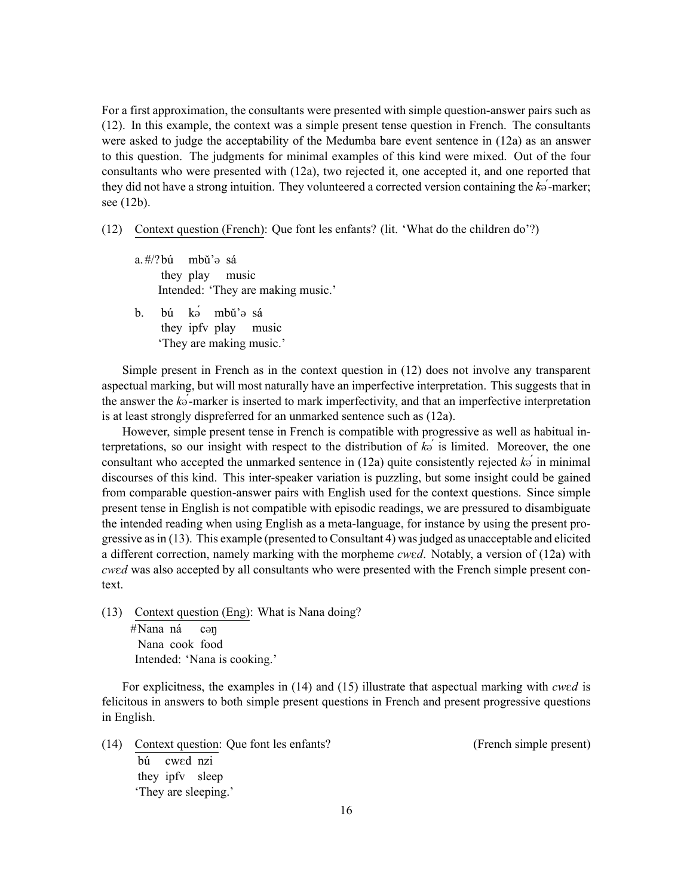For a first approximation, the consultants were presented with simple question-answer pairs such as (12). In this example, the context was a simple present tense question in French. The consultants were asked to judge the acceptability of the Medumba bare event sentence in (12a) as an answer to this question. The judgments for minimal examples of this kind were mixed. Out of the four consultants who were presented with (12a), two rejected it, one accepted it, and one reported that they did not have a strong intuition. They volunteered a corrected version containing the *kə́*-marker; see (12b).

(12) Context question (French): Que font les enfants? (lit. 'What do the children do'?)

a. #/? bú mbǔ'ə sá
   they play music
   Intended: 'They are making music.'

b. bú kə́ mbǔ'ə sá
   they ipfv play music
   'They are making music.'

Simple present in French as in the context question in (12) does not involve any transparent aspectual marking, but will most naturally have an imperfective interpretation. This suggests that in the answer the *kə́*-marker is inserted to mark imperfectivity, and that an imperfective interpretation is at least strongly dispreferred for an unmarked sentence such as (12a).

However, simple present tense in French is compatible with progressive as well as habitual interpretations, so our insight with respect to the distribution of *kə́* is limited. Moreover, the one consultant who accepted the unmarked sentence in (12a) quite consistently rejected *kə́* in minimal discourses of this kind. This inter-speaker variation is puzzling, but some insight could be gained from comparable question-answer pairs with English used for the context questions. Since simple present tense in English is not compatible with episodic readings, we are pressured to disambiguate the intended reading when using English as a meta-language, for instance by using the present progressive as in (13). This example (presented to Consultant 4) was judged as unacceptable and elicited a different correction, namely marking with the morpheme *cwɛd*. Notably, a version of (12a) with *cwɛd* was also accepted by all consultants who were presented with the French simple present context.

(13) Context question (Eng): What is Nana doing?
   #Nana ná cəŋ
   Nana cook food
   Intended: 'Nana is cooking.'

For explicitness, the examples in (14) and (15) illustrate that aspectual marking with *cwɛd* is felicitous in answers to both simple present questions in French and present progressive questions in English.

(14) Context question: Que font les enfants? (French simple present)
   bú cwɛd nzi
   they ipfv sleep
   'They are sleeping.'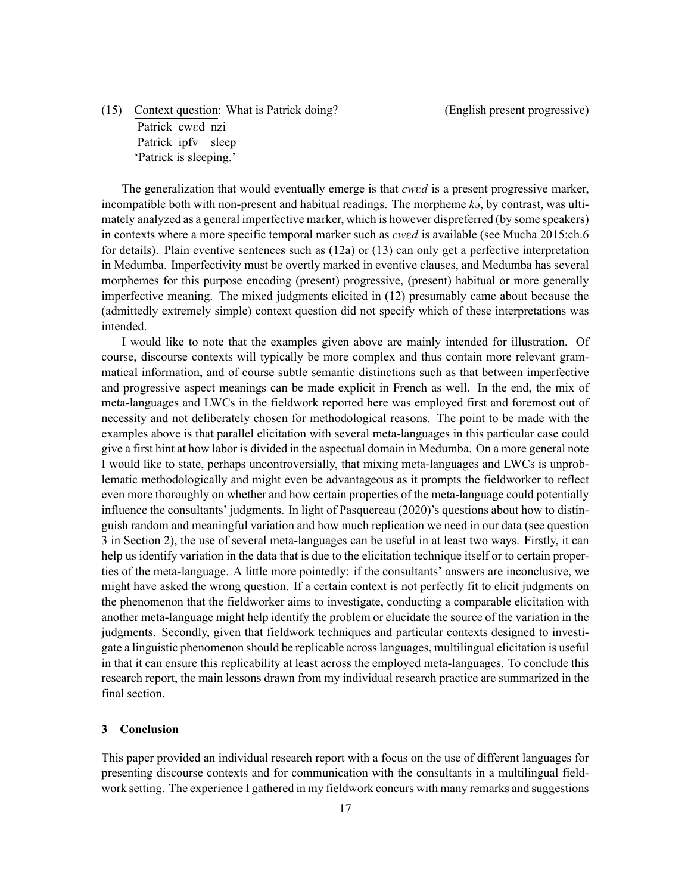(15) <u>Context question</u>: What is Patrick doing? (English present progressive)

Patrick cwɛd nzi
Patrick ipfv sleep
'Patrick is sleeping.'

The generalization that would eventually emerge is that *cwɛd* is a present progressive marker, incompatible both with non-present and habitual readings. The morpheme *kə́*, by contrast, was ultimately analyzed as a general imperfective marker, which is however dispreferred (by some speakers) in contexts where a more specific temporal marker such as *cwɛd* is available (see Mucha 2015:ch.6 for details). Plain eventive sentences such as (12a) or (13) can only get a perfective interpretation in Medumba. Imperfectivity must be overtly marked in eventive clauses, and Medumba has several morphemes for this purpose encoding (present) progressive, (present) habitual or more generally imperfective meaning. The mixed judgments elicited in (12) presumably came about because the (admittedly extremely simple) context question did not specify which of these interpretations was intended.

I would like to note that the examples given above are mainly intended for illustration. Of course, discourse contexts will typically be more complex and thus contain more relevant grammatical information, and of course subtle semantic distinctions such as that between imperfective and progressive aspect meanings can be made explicit in French as well. In the end, the mix of meta-languages and LWCs in the fieldwork reported here was employed first and foremost out of necessity and not deliberately chosen for methodological reasons. The point to be made with the examples above is that parallel elicitation with several meta-languages in this particular case could give a first hint at how labor is divided in the aspectual domain in Medumba. On a more general note I would like to state, perhaps uncontroversially, that mixing meta-languages and LWCs is unproblematic methodologically and might even be advantageous as it prompts the fieldworker to reflect even more thoroughly on whether and how certain properties of the meta-language could potentially influence the consultants' judgments. In light of Pasquereau (2020)'s questions about how to distinguish random and meaningful variation and how much replication we need in our data (see question 3 in Section 2), the use of several meta-languages can be useful in at least two ways. Firstly, it can help us identify variation in the data that is due to the elicitation technique itself or to certain properties of the meta-language. A little more pointedly: if the consultants' answers are inconclusive, we might have asked the wrong question. If a certain context is not perfectly fit to elicit judgments on the phenomenon that the fieldworker aims to investigate, conducting a comparable elicitation with another meta-language might help identify the problem or elucidate the source of the variation in the judgments. Secondly, given that fieldwork techniques and particular contexts designed to investigate a linguistic phenomenon should be replicable across languages, multilingual elicitation is useful in that it can ensure this replicability at least across the employed meta-languages. To conclude this research report, the main lessons drawn from my individual research practice are summarized in the final section.

## 3 Conclusion

This paper provided an individual research report with a focus on the use of different languages for presenting discourse contexts and for communication with the consultants in a multilingual fieldwork setting. The experience I gathered in my fieldwork concurs with many remarks and suggestions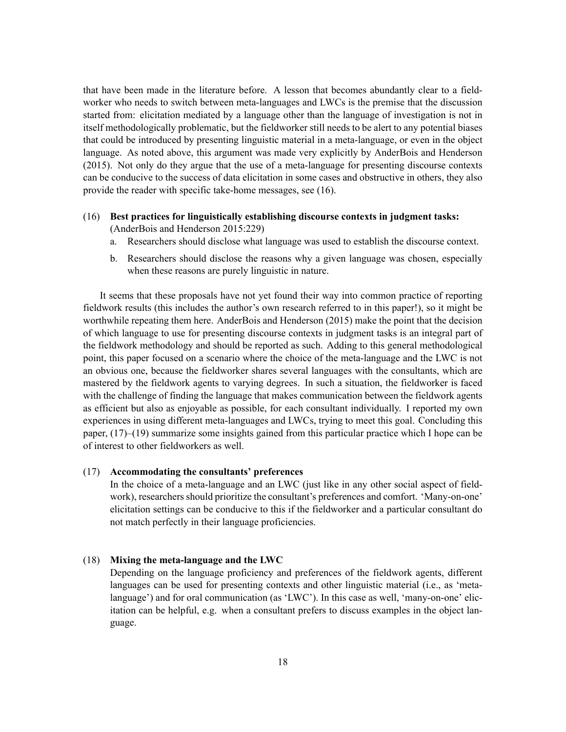that have been made in the literature before. A lesson that becomes abundantly clear to a fieldworker who needs to switch between meta-languages and LWCs is the premise that the discussion started from: elicitation mediated by a language other than the language of investigation is not in itself methodologically problematic, but the fieldworker still needs to be alert to any potential biases that could be introduced by presenting linguistic material in a meta-language, or even in the object language. As noted above, this argument was made very explicitly by AnderBois and Henderson (2015). Not only do they argue that the use of a meta-language for presenting discourse contexts can be conducive to the success of data elicitation in some cases and obstructive in others, they also provide the reader with specific take-home messages, see (16).

(16) **Best practices for linguistically establishing discourse contexts in judgment tasks:** (AnderBois and Henderson 2015:229)

a. Researchers should disclose what language was used to establish the discourse context.

b. Researchers should disclose the reasons why a given language was chosen, especially when these reasons are purely linguistic in nature.

It seems that these proposals have not yet found their way into common practice of reporting fieldwork results (this includes the author's own research referred to in this paper!), so it might be worthwhile repeating them here. AnderBois and Henderson (2015) make the point that the decision of which language to use for presenting discourse contexts in judgment tasks is an integral part of the fieldwork methodology and should be reported as such. Adding to this general methodological point, this paper focused on a scenario where the choice of the meta-language and the LWC is not an obvious one, because the fieldworker shares several languages with the consultants, which are mastered by the fieldwork agents to varying degrees. In such a situation, the fieldworker is faced with the challenge of finding the language that makes communication between the fieldwork agents as efficient but also as enjoyable as possible, for each consultant individually. I reported my own experiences in using different meta-languages and LWCs, trying to meet this goal. Concluding this paper, (17)–(19) summarize some insights gained from this particular practice which I hope can be of interest to other fieldworkers as well.

(17) **Accommodating the consultants' preferences**
In the choice of a meta-language and an LWC (just like in any other social aspect of fieldwork), researchers should prioritize the consultant's preferences and comfort. 'Many-on-one' elicitation settings can be conducive to this if the fieldworker and a particular consultant do not match perfectly in their language proficiencies.

(18) **Mixing the meta-language and the LWC**
Depending on the language proficiency and preferences of the fieldwork agents, different languages can be used for presenting contexts and other linguistic material (i.e., as 'meta-language') and for oral communication (as 'LWC'). In this case as well, 'many-on-one' elicitation can be helpful, e.g. when a consultant prefers to discuss examples in the object language.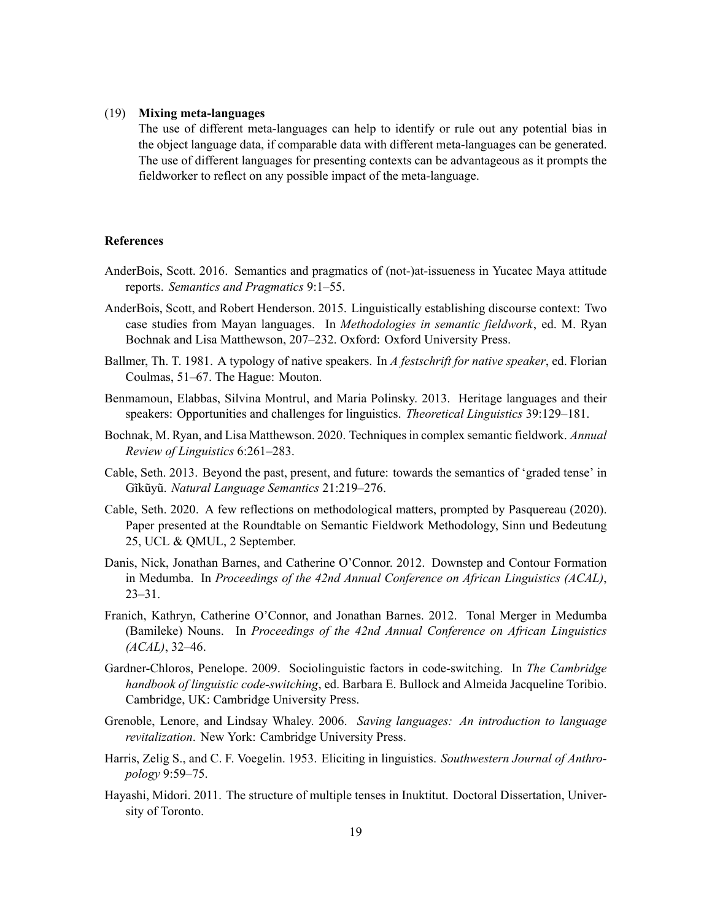(19) **Mixing meta-languages**
The use of different meta-languages can help to identify or rule out any potential bias in the object language data, if comparable data with different meta-languages can be generated. The use of different languages for presenting contexts can be advantageous as it prompts the fieldworker to reflect on any possible impact of the meta-language.

## References

AnderBois, Scott. 2016. Semantics and pragmatics of (not-)at-issueness in Yucatec Maya attitude reports. *Semantics and Pragmatics* 9:1–55.

AnderBois, Scott, and Robert Henderson. 2015. Linguistically establishing discourse context: Two case studies from Mayan languages. In *Methodologies in semantic fieldwork*, ed. M. Ryan Bochnak and Lisa Matthewson, 207–232. Oxford: Oxford University Press.

Ballmer, Th. T. 1981. A typology of native speakers. In *A festschrift for native speaker*, ed. Florian Coulmas, 51–67. The Hague: Mouton.

Benmamoun, Elabbas, Silvina Montrul, and Maria Polinsky. 2013. Heritage languages and their speakers: Opportunities and challenges for linguistics. *Theoretical Linguistics* 39:129–181.

Bochnak, M. Ryan, and Lisa Matthewson. 2020. Techniques in complex semantic fieldwork. *Annual Review of Linguistics* 6:261–283.

Cable, Seth. 2013. Beyond the past, present, and future: towards the semantics of 'graded tense' in Gĩkũyũ. *Natural Language Semantics* 21:219–276.

Cable, Seth. 2020. A few reflections on methodological matters, prompted by Pasquereau (2020). Paper presented at the Roundtable on Semantic Fieldwork Methodology, Sinn und Bedeutung 25, UCL & QMUL, 2 September.

Danis, Nick, Jonathan Barnes, and Catherine O'Connor. 2012. Downstep and Contour Formation in Medumba. In *Proceedings of the 42nd Annual Conference on African Linguistics (ACAL)*, 23–31.

Franich, Kathryn, Catherine O'Connor, and Jonathan Barnes. 2012. Tonal Merger in Medumba (Bamileke) Nouns. In *Proceedings of the 42nd Annual Conference on African Linguistics (ACAL)*, 32–46.

Gardner-Chloros, Penelope. 2009. Sociolinguistic factors in code-switching. In *The Cambridge handbook of linguistic code-switching*, ed. Barbara E. Bullock and Almeida Jacqueline Toribio. Cambridge, UK: Cambridge University Press.

Grenoble, Lenore, and Lindsay Whaley. 2006. *Saving languages: An introduction to language revitalization*. New York: Cambridge University Press.

Harris, Zelig S., and C. F. Voegelin. 1953. Eliciting in linguistics. *Southwestern Journal of Anthropology* 9:59–75.

Hayashi, Midori. 2011. The structure of multiple tenses in Inuktitut. Doctoral Dissertation, University of Toronto.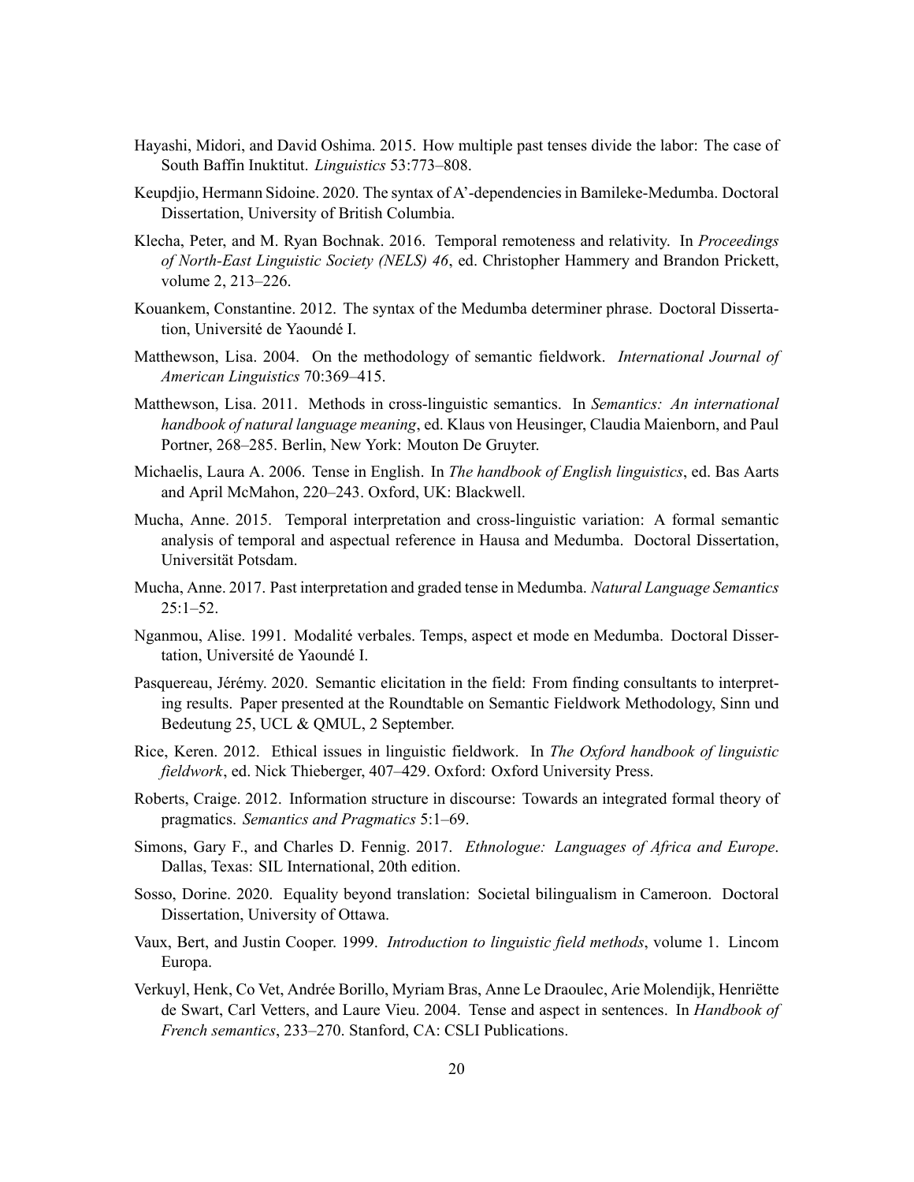Hayashi, Midori, and David Oshima. 2015. How multiple past tenses divide the labor: The case of South Baffin Inuktitut. *Linguistics* 53:773–808.

Keupdjio, Hermann Sidoine. 2020. The syntax of A'-dependencies in Bamileke-Medumba. Doctoral Dissertation, University of British Columbia.

Klecha, Peter, and M. Ryan Bochnak. 2016. Temporal remoteness and relativity. In *Proceedings of North-East Linguistic Society (NELS) 46*, ed. Christopher Hammery and Brandon Prickett, volume 2, 213–226.

Kouankem, Constantine. 2012. The syntax of the Medumba determiner phrase. Doctoral Dissertation, Université de Yaoundé I.

Matthewson, Lisa. 2004. On the methodology of semantic fieldwork. *International Journal of American Linguistics* 70:369–415.

Matthewson, Lisa. 2011. Methods in cross-linguistic semantics. In *Semantics: An international handbook of natural language meaning*, ed. Klaus von Heusinger, Claudia Maienborn, and Paul Portner, 268–285. Berlin, New York: Mouton De Gruyter.

Michaelis, Laura A. 2006. Tense in English. In *The handbook of English linguistics*, ed. Bas Aarts and April McMahon, 220–243. Oxford, UK: Blackwell.

Mucha, Anne. 2015. Temporal interpretation and cross-linguistic variation: A formal semantic analysis of temporal and aspectual reference in Hausa and Medumba. Doctoral Dissertation, Universität Potsdam.

Mucha, Anne. 2017. Past interpretation and graded tense in Medumba. *Natural Language Semantics* 25:1–52.

Nganmou, Alise. 1991. Modalité verbales. Temps, aspect et mode en Medumba. Doctoral Dissertation, Université de Yaoundé I.

Pasquereau, Jérémy. 2020. Semantic elicitation in the field: From finding consultants to interpreting results. Paper presented at the Roundtable on Semantic Fieldwork Methodology, Sinn und Bedeutung 25, UCL & QMUL, 2 September.

Rice, Keren. 2012. Ethical issues in linguistic fieldwork. In *The Oxford handbook of linguistic fieldwork*, ed. Nick Thieberger, 407–429. Oxford: Oxford University Press.

Roberts, Craige. 2012. Information structure in discourse: Towards an integrated formal theory of pragmatics. *Semantics and Pragmatics* 5:1–69.

Simons, Gary F., and Charles D. Fennig. 2017. *Ethnologue: Languages of Africa and Europe*. Dallas, Texas: SIL International, 20th edition.

Sosso, Dorine. 2020. Equality beyond translation: Societal bilingualism in Cameroon. Doctoral Dissertation, University of Ottawa.

Vaux, Bert, and Justin Cooper. 1999. *Introduction to linguistic field methods*, volume 1. Lincom Europa.

Verkuyl, Henk, Co Vet, Andrée Borillo, Myriam Bras, Anne Le Draoulec, Arie Molendijk, Henriëtte de Swart, Carl Vetters, and Laure Vieu. 2004. Tense and aspect in sentences. In *Handbook of French semantics*, 233–270. Stanford, CA: CSLI Publications.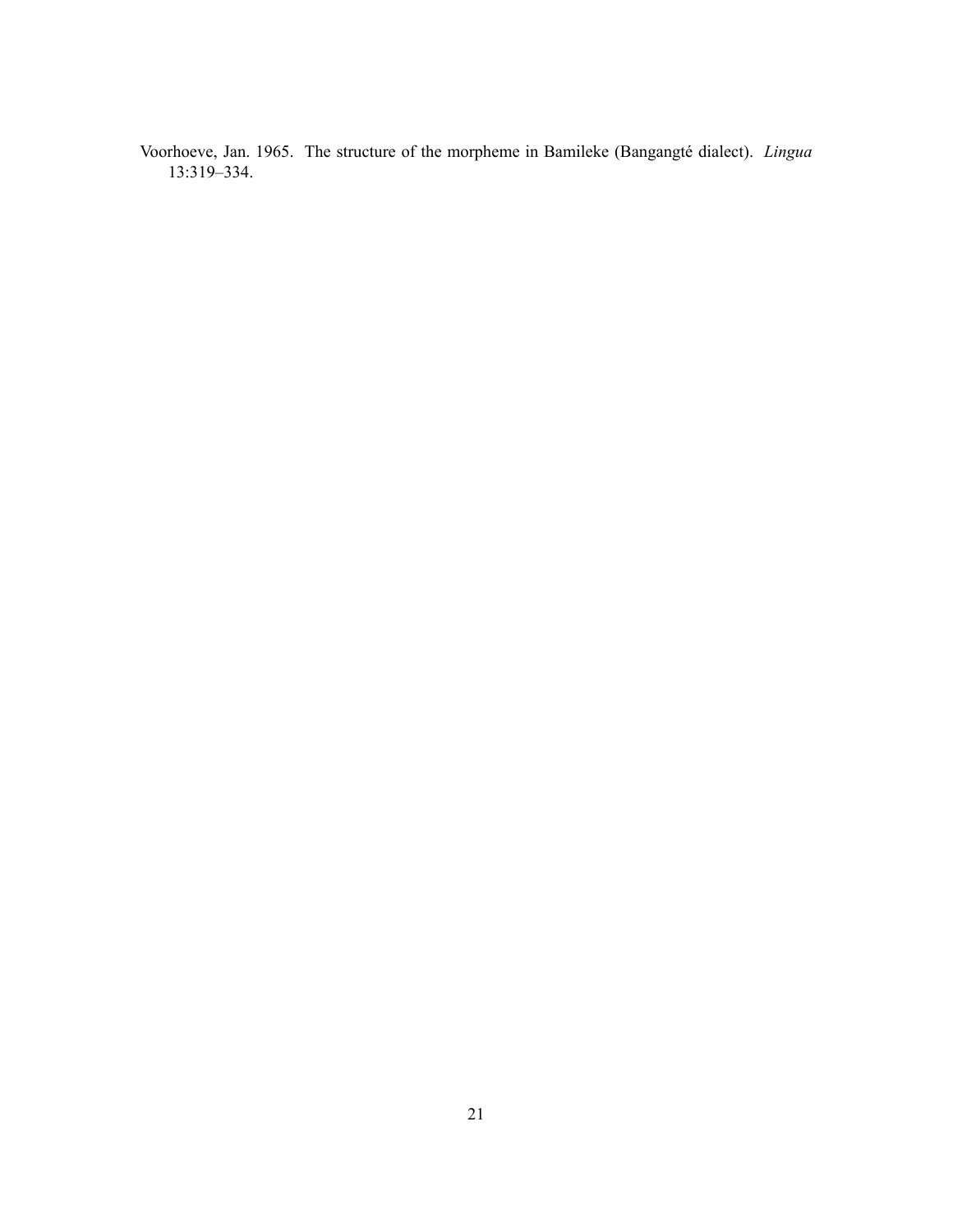Voorhoeve, Jan. 1965. The structure of the morpheme in Bamileke (Bangangté dialect). *Lingua* 13:319–334.